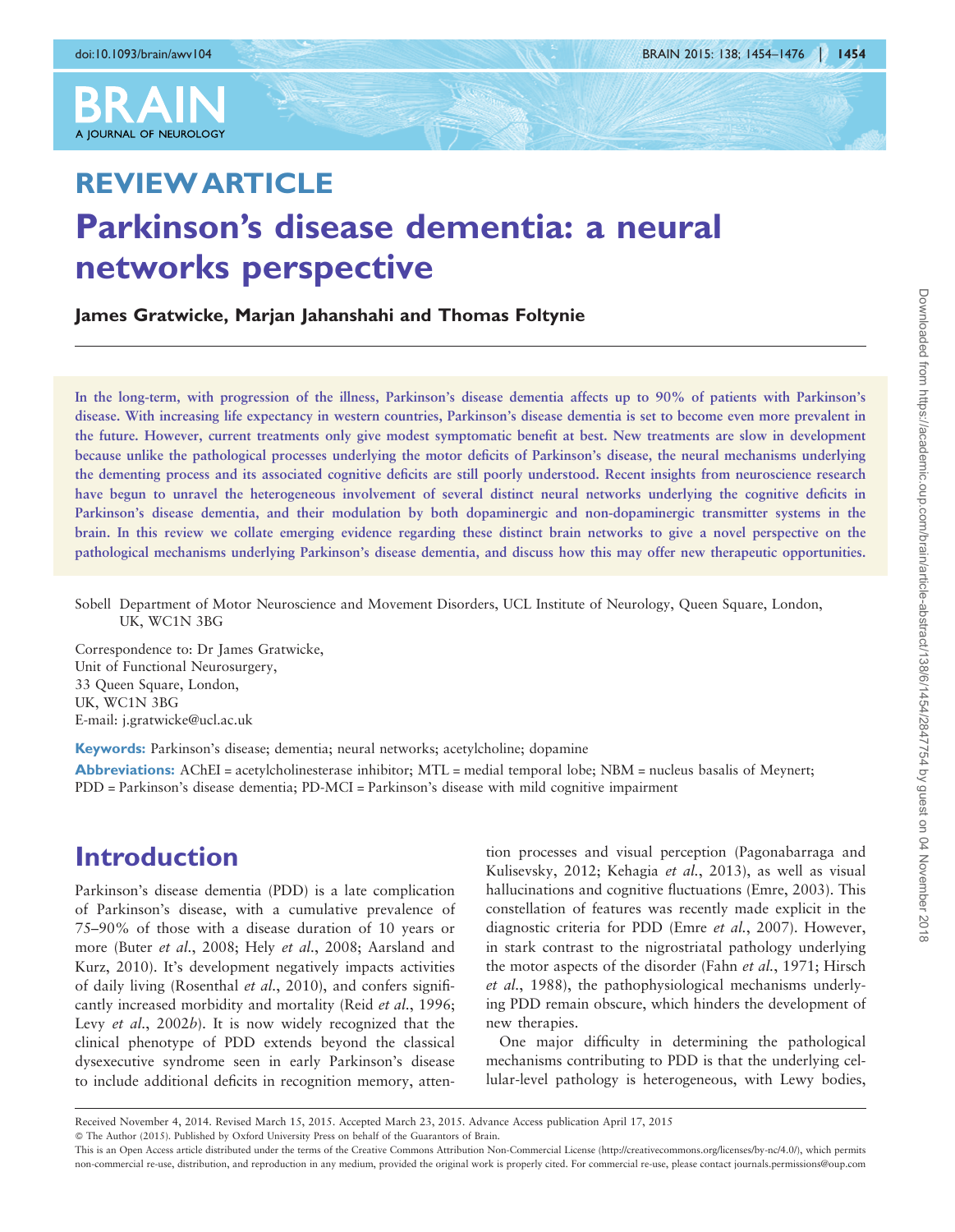## REVIEW ARTICLE

# Parkinson's disease dementia: a neural networks perspective

**James Gratwicke, Marjan Jahanshahi and Thomas Foltynie**

**In the long-term, with progression of the illness, Parkinson's disease dementia affects up to 90% of patients with Parkinson's disease. With increasing life expectancy in western countries, Parkinson's disease dementia is set to become even more prevalent in the future. However, current treatments only give modest symptomatic benefit at best. New treatments are slow in development because unlike the pathological processes underlying the motor deficits of Parkinson's disease, the neural mechanisms underlying the dementing process and its associated cognitive deficits are still poorly understood. Recent insights from neuroscience research have begun to unravel the heterogeneous involvement of several distinct neural networks underlying the cognitive deficits in Parkinson's disease dementia, and their modulation by both dopaminergic and non-dopaminergic transmitter systems in the brain. In this review we collate emerging evidence regarding these distinct brain networks to give a novel perspective on the pathological mechanisms underlying Parkinson's disease dementia, and discuss how this may offer new therapeutic opportunities.**

Sobell Department of Motor Neuroscience and Movement Disorders, UCL Institute of Neurology, Queen Square, London, UK, WC1N 3BG

Correspondence to: Dr James Gratwicke,
Unit of Functional Neurosurgery,
33 Queen Square, London,
UK, WC1N 3BG
E-mail: j.gratwicke@ucl.ac.uk

**Keywords:** Parkinson's disease; dementia; neural networks; acetylcholine; dopamine

**Abbreviations:** AChEI = acetylcholinesterase inhibitor; MTL = medial temporal lobe; NBM = nucleus basalis of Meynert; PDD = Parkinson's disease dementia; PD-MCI = Parkinson's disease with mild cognitive impairment

## Introduction

Parkinson's disease dementia (PDD) is a late complication of Parkinson's disease, with a cumulative prevalence of 75–90% of those with a disease duration of 10 years or more (Buter *et al.*, 2008; Hely *et al.*, 2008; Aarsland and Kurz, 2010). It's development negatively impacts activities of daily living (Rosenthal *et al.*, 2010), and confers significantly increased morbidity and mortality (Reid *et al.*, 1996; Levy *et al.*, 2002*b*). It is now widely recognized that the clinical phenotype of PDD extends beyond the classical dysexecutive syndrome seen in early Parkinson's disease to include additional deficits in recognition memory, attention processes and visual perception (Pagonabarraga and Kulisevsky, 2012; Kehagia *et al.*, 2013), as well as visual hallucinations and cognitive fluctuations (Emre, 2003). This constellation of features was recently made explicit in the diagnostic criteria for PDD (Emre *et al.*, 2007). However, in stark contrast to the nigrostriatal pathology underlying the motor aspects of the disorder (Fahn *et al.*, 1971; Hirsch *et al.*, 1988), the pathophysiological mechanisms underlying PDD remain obscure, which hinders the development of new therapies.

One major difficulty in determining the pathological mechanisms contributing to PDD is that the underlying cellular-level pathology is heterogeneous, with Lewy bodies,

Received November 4, 2014. Revised March 15, 2015. Accepted March 23, 2015. Advance Access publication April 17, 2015
© The Author (2015). Published by Oxford University Press on behalf of the Guarantors of Brain.
This is an Open Access article distributed under the terms of the Creative Commons Attribution Non-Commercial License (http://creativecommons.org/licenses/by-nc/4.0/), which permits non-commercial re-use, distribution, and reproduction in any medium, provided the original work is properly cited. For commercial re-use, please contact journals.permissions@oup.com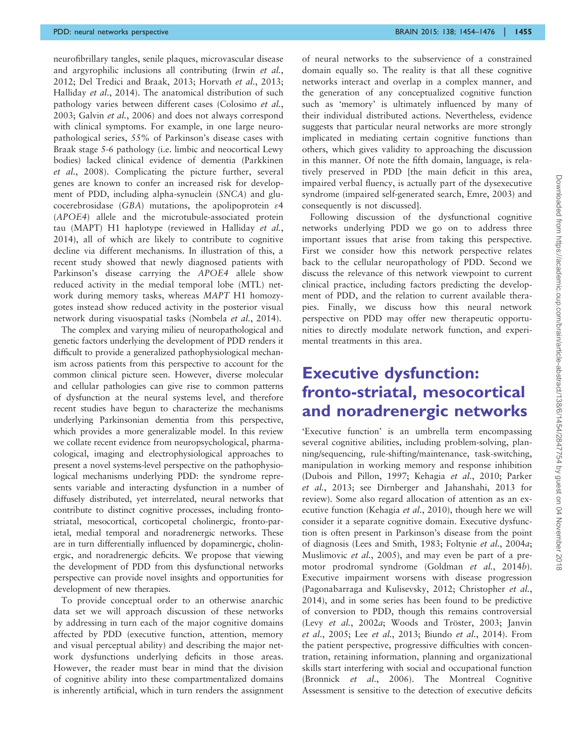neurofibrillary tangles, senile plaques, microvascular disease and argyrophilic inclusions all contributing (Irwin *et al.*, 2012; Del Tredici and Braak, 2013; Horvath *et al.*, 2013; Halliday *et al.*, 2014). The anatomical distribution of such pathology varies between different cases (Colosimo *et al.*, 2003; Galvin *et al.*, 2006) and does not always correspond with clinical symptoms. For example, in one large neuropathological series, 55% of Parkinson's disease cases with Braak stage 5-6 pathology (i.e. limbic and neocortical Lewy bodies) lacked clinical evidence of dementia (Parkkinen *et al.*, 2008). Complicating the picture further, several genes are known to confer an increased risk for development of PDD, including alpha-synuclein (*SNCA*) and glucocerebrosidase (*GBA*) mutations, the apolipoprotein $\varepsilon 4$ (*APOE4*) allele and the microtubule-associated protein tau (MAPT) H1 haplotype (reviewed in Halliday *et al.*, 2014), all of which are likely to contribute to cognitive decline via different mechanisms. In illustration of this, a recent study showed that newly diagnosed patients with Parkinson's disease carrying the *APOE4* allele show reduced activity in the medial temporal lobe (MTL) network during memory tasks, whereas *MAPT* H1 homozygotes instead show reduced activity in the posterior visual network during visuospatial tasks (Nombela *et al.*, 2014).

The complex and varying milieu of neuropathological and genetic factors underlying the development of PDD renders it difficult to provide a generalized pathophysiological mechanism across patients from this perspective to account for the common clinical picture seen. However, diverse molecular and cellular pathologies can give rise to common patterns of dysfunction at the neural systems level, and therefore recent studies have begun to characterize the mechanisms underlying Parkinsonian dementia from this perspective, which provides a more generalizable model. In this review we collate recent evidence from neuropsychological, pharmacological, imaging and electrophysiological approaches to present a novel systems-level perspective on the pathophysiological mechanisms underlying PDD: the syndrome represents variable and interacting dysfunction in a number of diffusely distributed, yet interrelated, neural networks that contribute to distinct cognitive processes, including fronto-striatal, mesocortical, corticopetal cholinergic, fronto-parietal, medial temporal and noradrenergic networks. These are in turn differentially influenced by dopaminergic, cholinergic, and noradrenergic deficits. We propose that viewing the development of PDD from this dysfunctional networks perspective can provide novel insights and opportunities for development of new therapies.

To provide conceptual order to an otherwise anarchic data set we will approach discussion of these networks by addressing in turn each of the major cognitive domains affected by PDD (executive function, attention, memory and visual perceptual ability) and describing the major network dysfunctions underlying deficits in those areas. However, the reader must bear in mind that the division of cognitive ability into these compartmentalized domains is inherently artificial, which in turn renders the assignment of neural networks to the subservience of a constrained domain equally so. The reality is that all these cognitive networks interact and overlap in a complex manner, and the generation of any conceptualized cognitive function such as 'memory' is ultimately influenced by many of their individual distributed actions. Nevertheless, evidence suggests that particular neural networks are more strongly implicated in mediating certain cognitive functions than others, which gives validity to approaching the discussion in this manner. Of note the fifth domain, language, is relatively preserved in PDD [the main deficit in this area, impaired verbal fluency, is actually part of the dysexecutive syndrome (impaired self-generated search, Emre, 2003) and consequently is not discussed].

Following discussion of the dysfunctional cognitive networks underlying PDD we go on to address three important issues that arise from taking this perspective. First we consider how this network perspective relates back to the cellular neuropathology of PDD. Second we discuss the relevance of this network viewpoint to current clinical practice, including factors predicting the development of PDD, and the relation to current available therapies. Finally, we discuss how this neural network perspective on PDD may offer new therapeutic opportunities to directly modulate network function, and experimental treatments in this area.

# Executive dysfunction: fronto-striatal, mesocortical and noradrenergic networks

'Executive function' is an umbrella term encompassing several cognitive abilities, including problem-solving, planning/sequencing, rule-shifting/maintenance, task-switching, manipulation in working memory and response inhibition (Dubois and Pillon, 1997; Kehagia *et al.*, 2010; Parker *et al.*, 2013; see Dirnberger and Jahanshahi, 2013 for review). Some also regard allocation of attention as an executive function (Kehagia *et al.*, 2010), though here we will consider it a separate cognitive domain. Executive dysfunction is often present in Parkinson's disease from the point of diagnosis (Lees and Smith, 1983; Foltynie *et al.*, 2004*a*; Muslimovic *et al.*, 2005), and may even be part of a premotor prodromal syndrome (Goldman *et al.*, 2014*b*). Executive impairment worsens with disease progression (Pagonabarraga and Kulisevsky, 2012; Christopher *et al.*, 2014), and in some series has been found to be predictive of conversion to PDD, though this remains controversial (Levy *et al.*, 2002*a*; Woods and Tröster, 2003; Janvin *et al.*, 2005; Lee *et al.*, 2013; Biundo *et al.*, 2014). From the patient perspective, progressive difficulties with concentration, retaining information, planning and organizational skills start interfering with social and occupational function (Bronnick *et al.*, 2006). The Montreal Cognitive Assessment is sensitive to the detection of executive deficits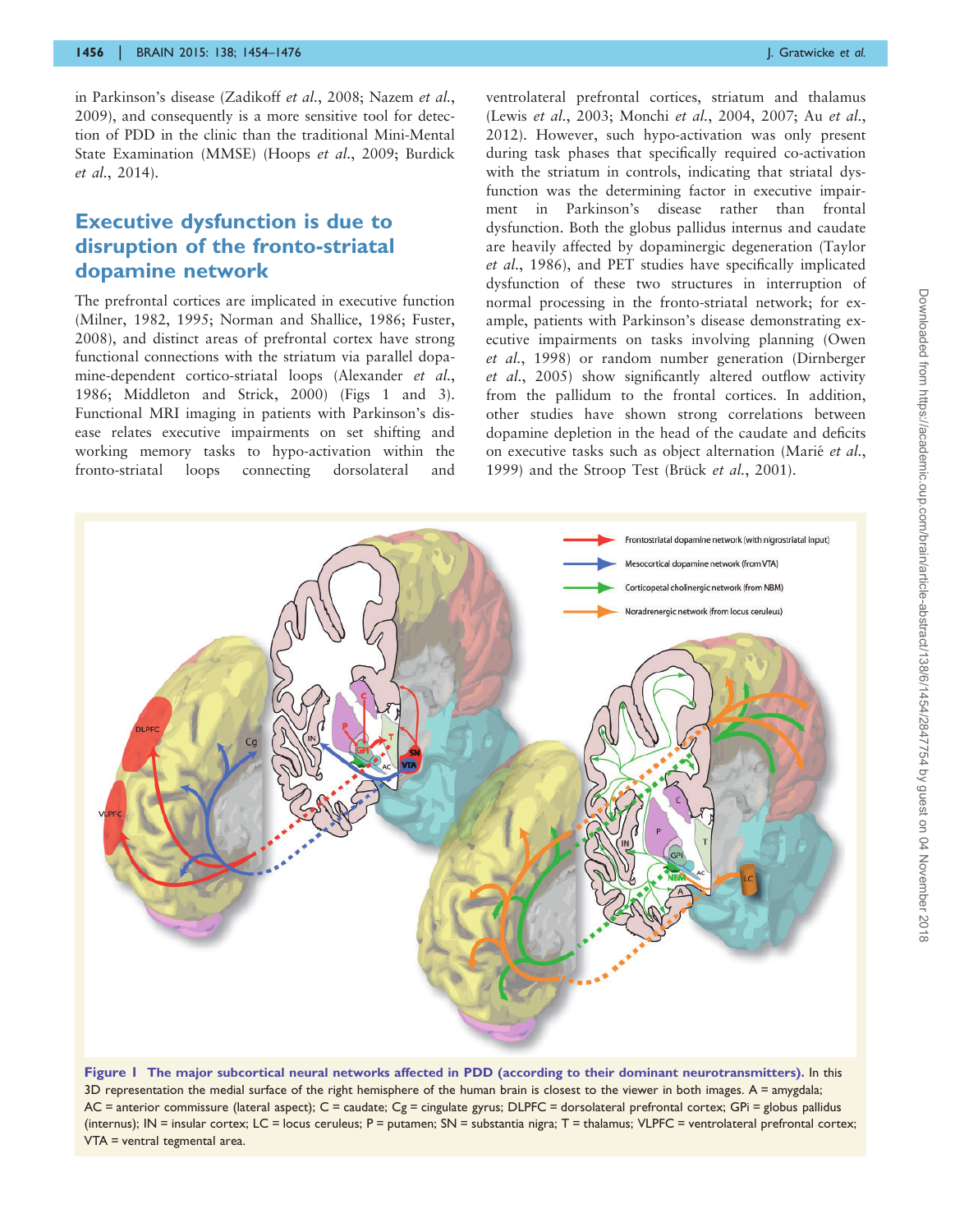in Parkinson's disease (Zadikoff *et al.*, 2008; Nazem *et al.*, 2009), and consequently is a more sensitive tool for detection of PDD in the clinic than the traditional Mini-Mental State Examination (MMSE) (Hoops *et al.*, 2009; Burdick *et al.*, 2014).

## Executive dysfunction is due to disruption of the fronto-striatal dopamine network

The prefrontal cortices are implicated in executive function (Milner, 1982, 1995; Norman and Shallice, 1986; Fuster, 2008), and distinct areas of prefrontal cortex have strong functional connections with the striatum via parallel dopamine-dependent cortico-striatal loops (Alexander *et al.*, 1986; Middleton and Strick, 2000) (Figs 1 and 3). Functional MRI imaging in patients with Parkinson's disease relates executive impairments on set shifting and working memory tasks to hypo-activation within the fronto-striatal loops connecting dorsolateral and ventrolateral prefrontal cortices, striatum and thalamus (Lewis *et al.*, 2003; Monchi *et al.*, 2004, 2007; Au *et al.*, 2012). However, such hypo-activation was only present during task phases that specifically required co-activation with the striatum in controls, indicating that striatal dysfunction was the determining factor in executive impairment in Parkinson's disease rather than frontal dysfunction. Both the globus pallidus internus and caudate are heavily affected by dopaminergic degeneration (Taylor *et al.*, 1986), and PET studies have specifically implicated dysfunction of these two structures in interruption of normal processing in the fronto-striatal network; for example, patients with Parkinson's disease demonstrating executive impairments on tasks involving planning (Owen *et al.*, 1998) or random number generation (Dirnberger *et al.*, 2005) show significantly altered outflow activity from the pallidum to the frontal cortices. In addition, other studies have shown strong correlations between dopamine depletion in the head of the caudate and deficits on executive tasks such as object alternation (Marié *et al.*, 1999) and the Stroop Test (Brück *et al.*, 2001).

**Figure 1 The major subcortical neural networks affected in PDD (according to their dominant neurotransmitters).** In this 3D representation the medial surface of the right hemisphere of the human brain is closest to the viewer in both images. A = amygdala; AC = anterior commissure (lateral aspect); C = caudate; Cg = cingulate gyrus; DLPFC = dorsolateral prefrontal cortex; GPi = globus pallidus (internus); IN = insular cortex; LC = locus ceruleus; P = putamen; SN = substantia nigra; T = thalamus; VLPFC = ventrolateral prefrontal cortex; VTA = ventral tegmental area.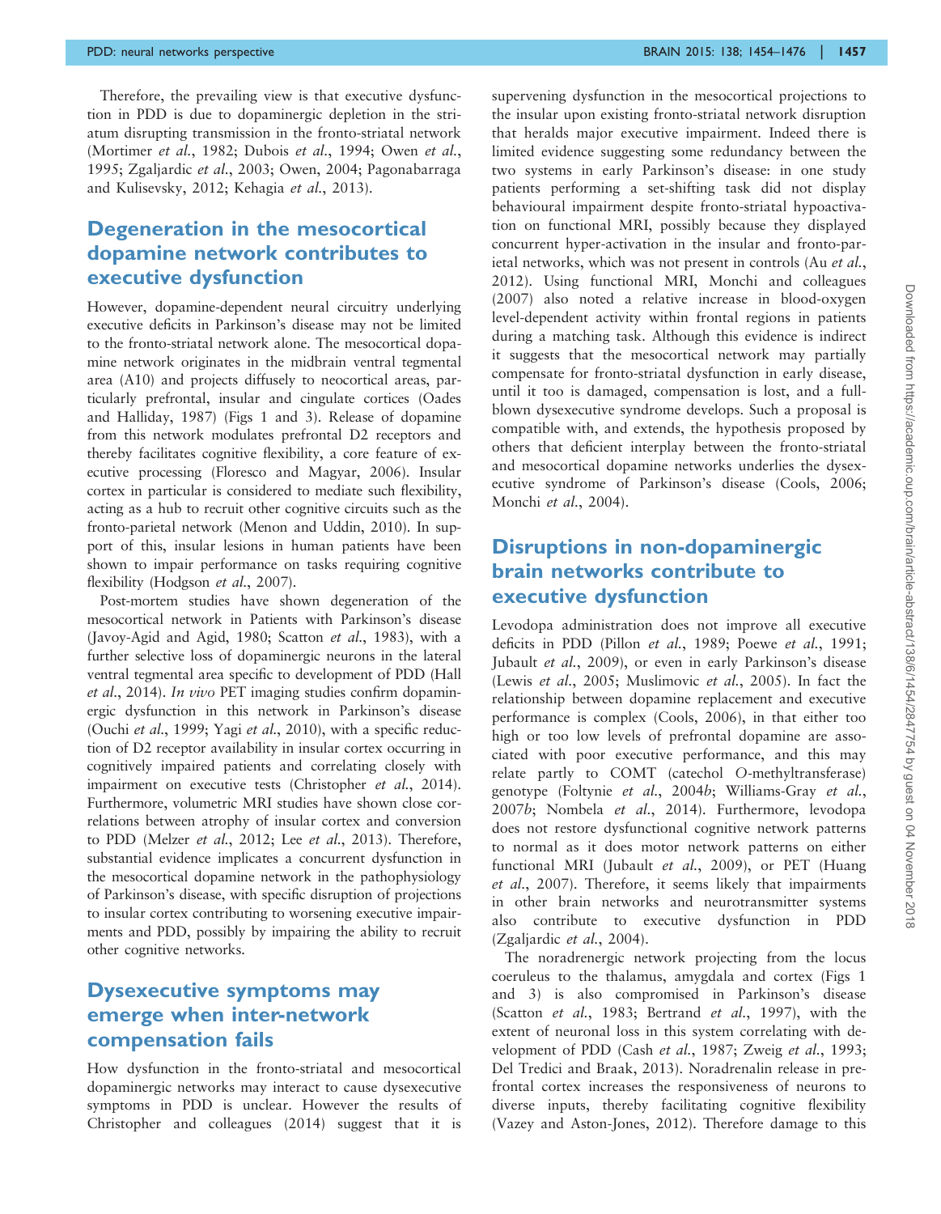Therefore, the prevailing view is that executive dysfunction in PDD is due to dopaminergic depletion in the striatum disrupting transmission in the fronto-striatal network (Mortimer *et al*., 1982; Dubois *et al*., 1994; Owen *et al*., 1995; Zgaljardic *et al*., 2003; Owen, 2004; Pagonabarraga and Kulisevsky, 2012; Kehagia *et al*., 2013).

## Degeneration in the mesocortical dopamine network contributes to executive dysfunction

However, dopamine-dependent neural circuitry underlying executive deficits in Parkinson's disease may not be limited to the fronto-striatal network alone. The mesocortical dopamine network originates in the midbrain ventral tegmental area (A10) and projects diffusely to neocortical areas, particularly prefrontal, insular and cingulate cortices (Oades and Halliday, 1987) (Figs 1 and 3). Release of dopamine from this network modulates prefrontal D2 receptors and thereby facilitates cognitive flexibility, a core feature of executive processing (Floresco and Magyar, 2006). Insular cortex in particular is considered to mediate such flexibility, acting as a hub to recruit other cognitive circuits such as the fronto-parietal network (Menon and Uddin, 2010). In support of this, insular lesions in human patients have been shown to impair performance on tasks requiring cognitive flexibility (Hodgson *et al*., 2007).

Post-mortem studies have shown degeneration of the mesocortical network in Patients with Parkinson's disease (Javoy-Agid and Agid, 1980; Scatton *et al*., 1983), with a further selective loss of dopaminergic neurons in the lateral ventral tegmental area specific to development of PDD (Hall *et al*., 2014). *In vivo* PET imaging studies confirm dopaminergic dysfunction in this network in Parkinson's disease (Ouchi *et al*., 1999; Yagi *et al*., 2010), with a specific reduction of D2 receptor availability in insular cortex occurring in cognitively impaired patients and correlating closely with impairment on executive tests (Christopher *et al*., 2014). Furthermore, volumetric MRI studies have shown close correlations between atrophy of insular cortex and conversion to PDD (Melzer *et al*., 2012; Lee *et al*., 2013). Therefore, substantial evidence implicates a concurrent dysfunction in the mesocortical dopamine network in the pathophysiology of Parkinson's disease, with specific disruption of projections to insular cortex contributing to worsening executive impairments and PDD, possibly by impairing the ability to recruit other cognitive networks.

## Dysexecutive symptoms may emerge when inter-network compensation fails

How dysfunction in the fronto-striatal and mesocortical dopaminergic networks may interact to cause dysexecutive symptoms in PDD is unclear. However the results of Christopher and colleagues (2014) suggest that it is supervening dysfunction in the mesocortical projections to the insular upon existing fronto-striatal network disruption that heralds major executive impairment. Indeed there is limited evidence suggesting some redundancy between the two systems in early Parkinson's disease: in one study patients performing a set-shifting task did not display behavioural impairment despite fronto-striatal hypoactivation on functional MRI, possibly because they displayed concurrent hyper-activation in the insular and fronto-parietal networks, which was not present in controls (Au *et al*., 2012). Using functional MRI, Monchi and colleagues (2007) also noted a relative increase in blood-oxygen level-dependent activity within frontal regions in patients during a matching task. Although this evidence is indirect it suggests that the mesocortical network may partially compensate for fronto-striatal dysfunction in early disease, until it too is damaged, compensation is lost, and a full-blown dysexecutive syndrome develops. Such a proposal is compatible with, and extends, the hypothesis proposed by others that deficient interplay between the fronto-striatal and mesocortical dopamine networks underlies the dysexecutive syndrome of Parkinson's disease (Cools, 2006; Monchi *et al*., 2004).

## Disruptions in non-dopaminergic brain networks contribute to executive dysfunction

Levodopa administration does not improve all executive deficits in PDD (Pillon *et al*., 1989; Poewe *et al*., 1991; Jubault *et al*., 2009), or even in early Parkinson's disease (Lewis *et al*., 2005; Muslimovic *et al*., 2005). In fact the relationship between dopamine replacement and executive performance is complex (Cools, 2006), in that either too high or too low levels of prefrontal dopamine are associated with poor executive performance, and this may relate partly to COMT (catechol *O*-methyltransferase) genotype (Foltynie *et al*., 2004*b*; Williams-Gray *et al*., 2007*b*; Nombela *et al*., 2014). Furthermore, levodopa does not restore dysfunctional cognitive network patterns to normal as it does motor network patterns on either functional MRI (Jubault *et al*., 2009), or PET (Huang *et al*., 2007). Therefore, it seems likely that impairments in other brain networks and neurotransmitter systems also contribute to executive dysfunction in PDD (Zgaljardic *et al*., 2004).

The noradrenergic network projecting from the locus coeruleus to the thalamus, amygdala and cortex (Figs 1 and 3) is also compromised in Parkinson's disease (Scatton *et al*., 1983; Bertrand *et al*., 1997), with the extent of neuronal loss in this system correlating with development of PDD (Cash *et al*., 1987; Zweig *et al*., 1993; Del Tredici and Braak, 2013). Noradrenalin release in prefrontal cortex increases the responsiveness of neurons to diverse inputs, thereby facilitating cognitive flexibility (Vazey and Aston-Jones, 2012). Therefore damage to this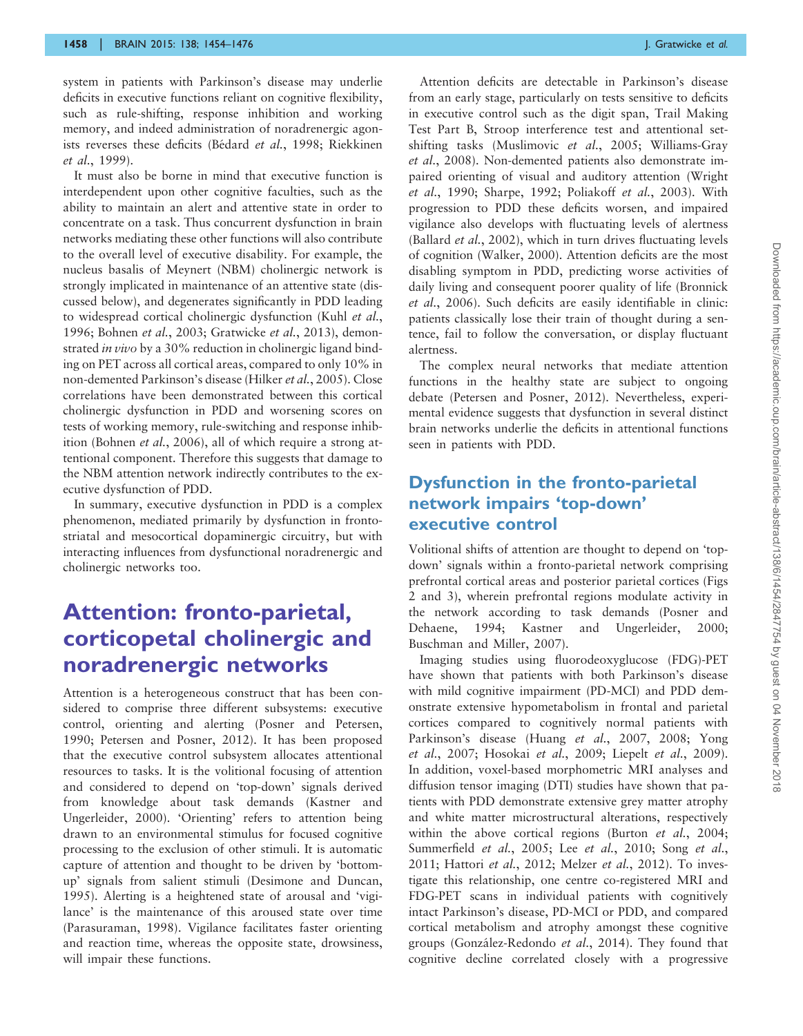system in patients with Parkinson's disease may underlie deficits in executive functions reliant on cognitive flexibility, such as rule-shifting, response inhibition and working memory, and indeed administration of noradrenergic agonists reverses these deficits (Bédard *et al.*, 1998; Riekkinen *et al.*, 1999).

It must also be borne in mind that executive function is interdependent upon other cognitive faculties, such as the ability to maintain an alert and attentive state in order to concentrate on a task. Thus concurrent dysfunction in brain networks mediating these other functions will also contribute to the overall level of executive disability. For example, the nucleus basalis of Meynert (NBM) cholinergic network is strongly implicated in maintenance of an attentive state (discussed below), and degenerates significantly in PDD leading to widespread cortical cholinergic dysfunction (Kuhl *et al.*, 1996; Bohnen *et al.*, 2003; Gratwicke *et al.*, 2013), demonstrated *in vivo* by a 30% reduction in cholinergic ligand binding on PET across all cortical areas, compared to only 10% in non-demented Parkinson's disease (Hilker *et al.*, 2005). Close correlations have been demonstrated between this cortical cholinergic dysfunction in PDD and worsening scores on tests of working memory, rule-switching and response inhibition (Bohnen *et al.*, 2006), all of which require a strong attentional component. Therefore this suggests that damage to the NBM attention network indirectly contributes to the executive dysfunction of PDD.

In summary, executive dysfunction in PDD is a complex phenomenon, mediated primarily by dysfunction in fronto-striatal and mesocortical dopaminergic circuitry, but with interacting influences from dysfunctional noradrenergic and cholinergic networks too.

# Attention: fronto-parietal, corticopetal cholinergic and noradrenergic networks

Attention is a heterogeneous construct that has been considered to comprise three different subsystems: executive control, orienting and alerting (Posner and Petersen, 1990; Petersen and Posner, 2012). It has been proposed that the executive control subsystem allocates attentional resources to tasks. It is the volitional focusing of attention and considered to depend on 'top-down' signals derived from knowledge about task demands (Kastner and Ungerleider, 2000). 'Orienting' refers to attention being drawn to an environmental stimulus for focused cognitive processing to the exclusion of other stimuli. It is automatic capture of attention and thought to be driven by 'bottom-up' signals from salient stimuli (Desimone and Duncan, 1995). Alerting is a heightened state of arousal and 'vigilance' is the maintenance of this aroused state over time (Parasuraman, 1998). Vigilance facilitates faster orienting and reaction time, whereas the opposite state, drowsiness, will impair these functions.

Attention deficits are detectable in Parkinson's disease from an early stage, particularly on tests sensitive to deficits in executive control such as the digit span, Trail Making Test Part B, Stroop interference test and attentional set-shifting tasks (Muslimovic *et al.*, 2005; Williams-Gray *et al.*, 2008). Non-demented patients also demonstrate impaired orienting of visual and auditory attention (Wright *et al.*, 1990; Sharpe, 1992; Poliakoff *et al.*, 2003). With progression to PDD these deficits worsen, and impaired vigilance also develops with fluctuating levels of alertness (Ballard *et al.*, 2002), which in turn drives fluctuating levels of cognition (Walker, 2000). Attention deficits are the most disabling symptom in PDD, predicting worse activities of daily living and consequent poorer quality of life (Bronnick *et al.*, 2006). Such deficits are easily identifiable in clinic: patients classically lose their train of thought during a sentence, fail to follow the conversation, or display fluctuant alertness.

The complex neural networks that mediate attention functions in the healthy state are subject to ongoing debate (Petersen and Posner, 2012). Nevertheless, experimental evidence suggests that dysfunction in several distinct brain networks underlie the deficits in attentional functions seen in patients with PDD.

## Dysfunction in the fronto-parietal network impairs 'top-down' executive control

Volitional shifts of attention are thought to depend on 'top-down' signals within a fronto-parietal network comprising prefrontal cortical areas and posterior parietal cortices (Figs 2 and 3), wherein prefrontal regions modulate activity in the network according to task demands (Posner and Dehaene, 1994; Kastner and Ungerleider, 2000; Buschman and Miller, 2007).

Imaging studies using fluorodeoxyglucose (FDG)-PET have shown that patients with both Parkinson's disease with mild cognitive impairment (PD-MCI) and PDD demonstrate extensive hypometabolism in frontal and parietal cortices compared to cognitively normal patients with Parkinson's disease (Huang *et al.*, 2007, 2008; Yong *et al.*, 2007; Hosokai *et al.*, 2009; Liepelt *et al.*, 2009). In addition, voxel-based morphometric MRI analyses and diffusion tensor imaging (DTI) studies have shown that patients with PDD demonstrate extensive grey matter atrophy and white matter microstructural alterations, respectively within the above cortical regions (Burton *et al.*, 2004; Summerfield *et al.*, 2005; Lee *et al.*, 2010; Song *et al.*, 2011; Hattori *et al.*, 2012; Melzer *et al.*, 2012). To investigate this relationship, one centre co-registered MRI and FDG-PET scans in individual patients with cognitively intact Parkinson's disease, PD-MCI or PDD, and compared cortical metabolism and atrophy amongst these cognitive groups (González-Redondo *et al.*, 2014). They found that cognitive decline correlated closely with a progressive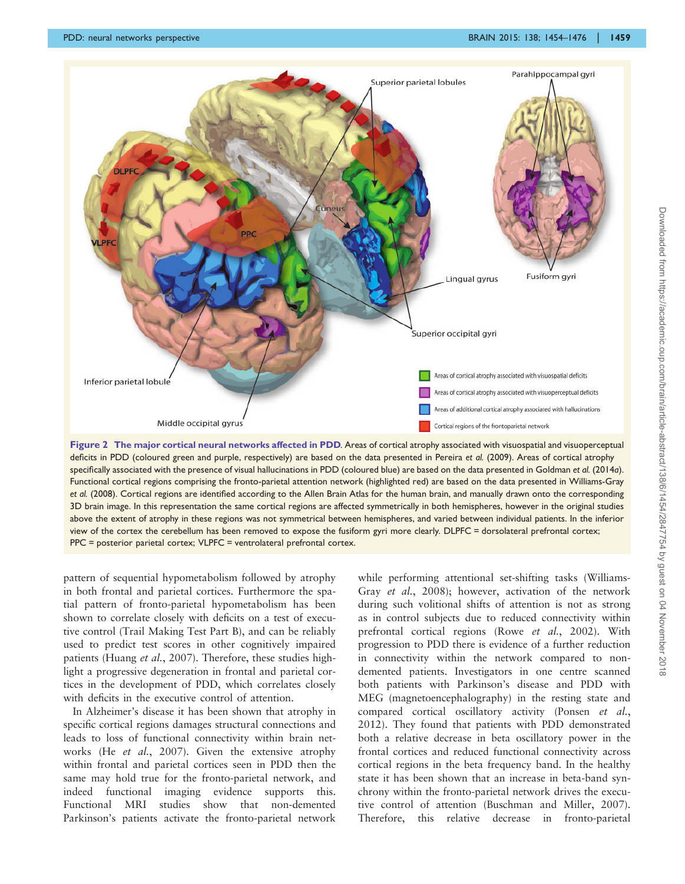**Figure 2 The major cortical neural networks affected in PDD.** Areas of cortical atrophy associated with visuospatial and visuoperceptual deficits in PDD (coloured green and purple, respectively) are based on the data presented in Pereira *et al.* (2009). Areas of cortical atrophy specifically associated with the presence of visual hallucinations in PDD (coloured blue) are based on the data presented in Goldman *et al.* (2014*a*). Functional cortical regions comprising the fronto-parietal attention network (highlighted red) are based on the data presented in Williams-Gray *et al.* (2008). Cortical regions are identified according to the Allen Brain Atlas for the human brain, and manually drawn onto the corresponding 3D brain image. In this representation the same cortical regions are affected symmetrically in both hemispheres, however in the original studies above the extent of atrophy in these regions was not symmetrical between hemispheres, and varied between individual patients. In the inferior view of the cortex the cerebellum has been removed to expose the fusiform gyri more clearly. DLPFC = dorsolateral prefrontal cortex; PPC = posterior parietal cortex; VLPFC = ventrolateral prefrontal cortex.

pattern of sequential hypometabolism followed by atrophy in both frontal and parietal cortices. Furthermore the spatial pattern of fronto-parietal hypometabolism has been shown to correlate closely with deficits on a test of executive control (Trail Making Test Part B), and can be reliably used to predict test scores in other cognitively impaired patients (Huang *et al.*, 2007). Therefore, these studies highlight a progressive degeneration in frontal and parietal cortices in the development of PDD, which correlates closely with deficits in the executive control of attention.

In Alzheimer's disease it has been shown that atrophy in specific cortical regions damages structural connections and leads to loss of functional connectivity within brain networks (He *et al.*, 2007). Given the extensive atrophy within frontal and parietal cortices seen in PDD then the same may hold true for the fronto-parietal network, and indeed functional imaging evidence supports this. Functional MRI studies show that non-demented Parkinson's patients activate the fronto-parietal network while performing attentional set-shifting tasks (Williams-Gray *et al.*, 2008); however, activation of the network during such volitional shifts of attention is not as strong as in control subjects due to reduced connectivity within prefrontal cortical regions (Rowe *et al.*, 2002). With progression to PDD there is evidence of a further reduction in connectivity within the network compared to non-demented patients. Investigators in one centre scanned both patients with Parkinson's disease and PDD with MEG (magnetoencephalography) in the resting state and compared cortical oscillatory activity (Ponsen *et al.*, 2012). They found that patients with PDD demonstrated both a relative decrease in beta oscillatory power in the frontal cortices and reduced functional connectivity across cortical regions in the beta frequency band. In the healthy state it has been shown that an increase in beta-band synchrony within the fronto-parietal network drives the executive control of attention (Buschman and Miller, 2007). Therefore, this relative decrease in fronto-parietal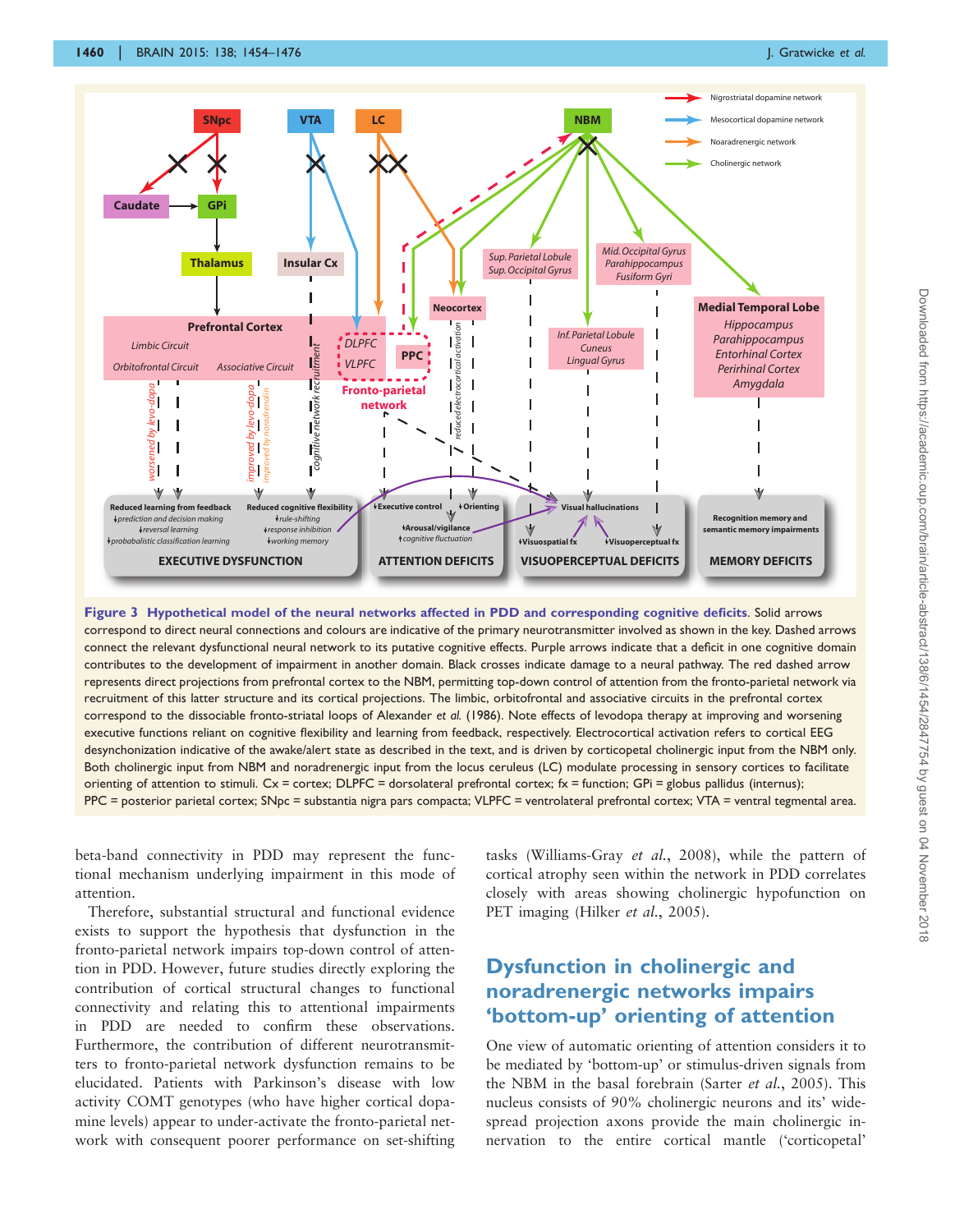**Figure 3 Hypothetical model of the neural networks affected in PDD and corresponding cognitive deficits.** Solid arrows correspond to direct neural connections and colours are indicative of the primary neurotransmitter involved as shown in the key. Dashed arrows connect the relevant dysfunctional neural network to its putative cognitive effects. Purple arrows indicate that a deficit in one cognitive domain contributes to the development of impairment in another domain. Black crosses indicate damage to a neural pathway. The red dashed arrow represents direct projections from prefrontal cortex to the NBM, permitting top-down control of attention from the fronto-parietal network via recruitment of this latter structure and its cortical projections. The limbic, orbitofrontal and associative circuits in the prefrontal cortex correspond to the dissociable fronto-striatal loops of Alexander *et al.* (1986). Note effects of levodopa therapy at improving and worsening executive functions reliant on cognitive flexibility and learning from feedback, respectively. Electrocortical activation refers to cortical EEG desynchonization indicative of the awake/alert state as described in the text, and is driven by corticopetal cholinergic input from the NBM only. Both cholinergic input from NBM and noradrenergic input from the locus ceruleus (LC) modulate processing in sensory cortices to facilitate orienting of attention to stimuli. Cx = cortex; DLPFC = dorsolateral prefrontal cortex; fx = function; GPi = globus pallidus (internus); PPC = posterior parietal cortex; SNpc = substantia nigra pars compacta; VLPFC = ventrolateral prefrontal cortex; VTA = ventral tegmental area.

beta-band connectivity in PDD may represent the functional mechanism underlying impairment in this mode of attention.

Therefore, substantial structural and functional evidence exists to support the hypothesis that dysfunction in the fronto-parietal network impairs top-down control of attention in PDD. However, future studies directly exploring the contribution of cortical structural changes to functional connectivity and relating this to attentional impairments in PDD are needed to confirm these observations. Furthermore, the contribution of different neurotransmitters to fronto-parietal network dysfunction remains to be elucidated. Patients with Parkinson's disease with low activity COMT genotypes (who have higher cortical dopamine levels) appear to under-activate the fronto-parietal network with consequent poorer performance on set-shifting tasks (Williams-Gray *et al.*, 2008), while the pattern of cortical atrophy seen within the network in PDD correlates closely with areas showing cholinergic hypofunction on PET imaging (Hilker *et al.*, 2005).

## Dysfunction in cholinergic and noradrenergic networks impairs 'bottom-up' orienting of attention

One view of automatic orienting of attention considers it to be mediated by 'bottom-up' or stimulus-driven signals from the NBM in the basal forebrain (Sarter *et al.*, 2005). This nucleus consists of 90% cholinergic neurons and its' widespread projection axons provide the main cholinergic innervation to the entire cortical mantle ('corticopetal'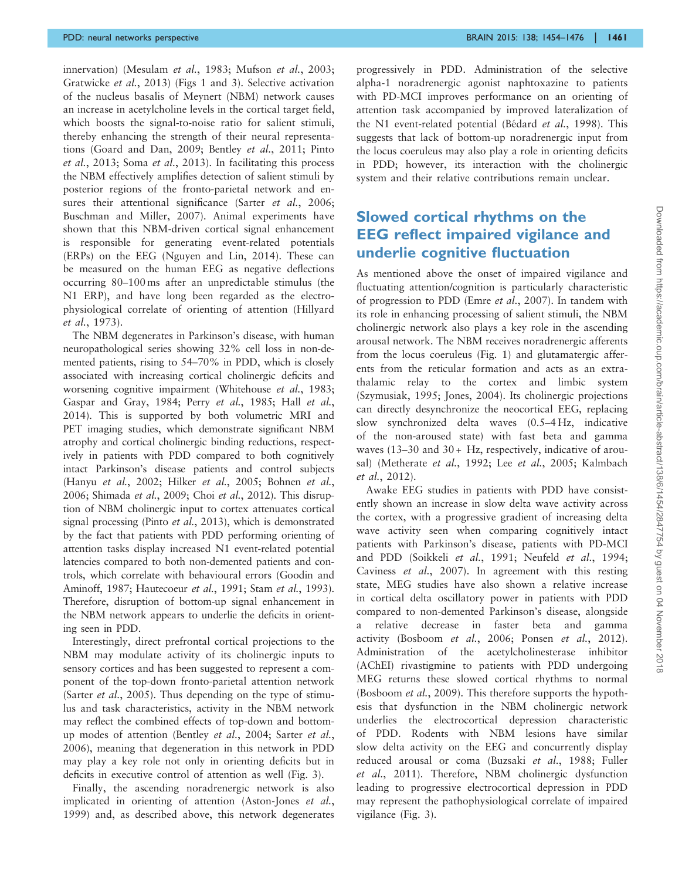innervation) (Mesulam *et al.*, 1983; Mufson *et al.*, 2003; Gratwicke *et al.*, 2013) (Figs 1 and 3). Selective activation of the nucleus basalis of Meynert (NBM) network causes an increase in acetylcholine levels in the cortical target field, which boosts the signal-to-noise ratio for salient stimuli, thereby enhancing the strength of their neural representations (Goard and Dan, 2009; Bentley *et al.*, 2011; Pinto *et al.*, 2013; Soma *et al.*, 2013). In facilitating this process the NBM effectively amplifies detection of salient stimuli by posterior regions of the fronto-parietal network and ensures their attentional significance (Sarter *et al.*, 2006; Buschman and Miller, 2007). Animal experiments have shown that this NBM-driven cortical signal enhancement is responsible for generating event-related potentials (ERPs) on the EEG (Nguyen and Lin, 2014). These can be measured on the human EEG as negative deflections occurring 80–100 ms after an unpredictable stimulus (the N1 ERP), and have long been regarded as the electrophysiological correlate of orienting of attention (Hillyard *et al.*, 1973).

The NBM degenerates in Parkinson's disease, with human neuropathological series showing 32% cell loss in non-demented patients, rising to 54–70% in PDD, which is closely associated with increasing cortical cholinergic deficits and worsening cognitive impairment (Whitehouse *et al.*, 1983; Gaspar and Gray, 1984; Perry *et al.*, 1985; Hall *et al.*, 2014). This is supported by both volumetric MRI and PET imaging studies, which demonstrate significant NBM atrophy and cortical cholinergic binding reductions, respectively in patients with PDD compared to both cognitively intact Parkinson's disease patients and control subjects (Hanyu *et al.*, 2002; Hilker *et al.*, 2005; Bohnen *et al.*, 2006; Shimada *et al.*, 2009; Choi *et al.*, 2012). This disruption of NBM cholinergic input to cortex attenuates cortical signal processing (Pinto *et al.*, 2013), which is demonstrated by the fact that patients with PDD performing orienting of attention tasks display increased N1 event-related potential latencies compared to both non-demented patients and controls, which correlate with behavioural errors (Goodin and Aminoff, 1987; Hautecoeur *et al.*, 1991; Stam *et al.*, 1993). Therefore, disruption of bottom-up signal enhancement in the NBM network appears to underlie the deficits in orienting seen in PDD.

Interestingly, direct prefrontal cortical projections to the NBM may modulate activity of its cholinergic inputs to sensory cortices and has been suggested to represent a component of the top-down fronto-parietal attention network (Sarter *et al.*, 2005). Thus depending on the type of stimulus and task characteristics, activity in the NBM network may reflect the combined effects of top-down and bottom-up modes of attention (Bentley *et al.*, 2004; Sarter *et al.*, 2006), meaning that degeneration in this network in PDD may play a key role not only in orienting deficits but in deficits in executive control of attention as well (Fig. 3).

Finally, the ascending noradrenergic network is also implicated in orienting of attention (Aston-Jones *et al.*, 1999) and, as described above, this network degenerates progressively in PDD. Administration of the selective alpha-1 noradrenergic agonist naphtoxazine to patients with PD-MCI improves performance on an orienting of attention task accompanied by improved lateralization of the N1 event-related potential (Bédard *et al.*, 1998). This suggests that lack of bottom-up noradrenergic input from the locus coeruleus may also play a role in orienting deficits in PDD; however, its interaction with the cholinergic system and their relative contributions remain unclear.

## Slowed cortical rhythms on the EEG reflect impaired vigilance and underlie cognitive fluctuation

As mentioned above the onset of impaired vigilance and fluctuating attention/cognition is particularly characteristic of progression to PDD (Emre *et al.*, 2007). In tandem with its role in enhancing processing of salient stimuli, the NBM cholinergic network also plays a key role in the ascending arousal network. The NBM receives noradrenergic afferents from the locus coeruleus (Fig. 1) and glutamatergic afferents from the reticular formation and acts as an extra-thalamic relay to the cortex and limbic system (Szymusiak, 1995; Jones, 2004). Its cholinergic projections can directly desynchronize the neocortical EEG, replacing slow synchronized delta waves (0.5–4 Hz, indicative of the non-aroused state) with fast beta and gamma waves (13–30 and 30 + Hz, respectively, indicative of arousal) (Metherate *et al.*, 1992; Lee *et al.*, 2005; Kalmbach *et al.*, 2012).

Awake EEG studies in patients with PDD have consistently shown an increase in slow delta wave activity across the cortex, with a progressive gradient of increasing delta wave activity seen when comparing cognitively intact patients with Parkinson's disease, patients with PD-MCI and PDD (Soikkeli *et al.*, 1991; Neufeld *et al.*, 1994; Caviness *et al.*, 2007). In agreement with this resting state, MEG studies have also shown a relative increase in cortical delta oscillatory power in patients with PDD compared to non-demented Parkinson's disease, alongside a relative decrease in faster beta and gamma activity (Bosboom *et al.*, 2006; Ponsen *et al.*, 2012). Administration of the acetylcholinesterase inhibitor (AChEI) rivastigmine to patients with PDD undergoing MEG returns these slowed cortical rhythms to normal (Bosboom *et al.*, 2009). This therefore supports the hypothesis that dysfunction in the NBM cholinergic network underlies the electrocortical depression characteristic of PDD. Rodents with NBM lesions have similar slow delta activity on the EEG and concurrently display reduced arousal or coma (Buzsaki *et al.*, 1988; Fuller *et al.*, 2011). Therefore, NBM cholinergic dysfunction leading to progressive electrocortical depression in PDD may represent the pathophysiological correlate of impaired vigilance (Fig. 3).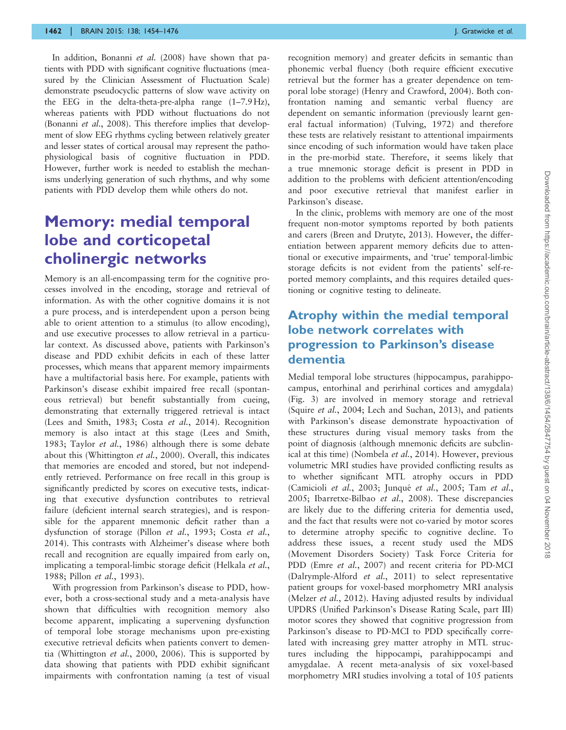In addition, Bonanni *et al.* (2008) have shown that patients with PDD with significant cognitive fluctuations (measured by the Clinician Assessment of Fluctuation Scale) demonstrate pseudocyclic patterns of slow wave activity on the EEG in the delta-theta-pre-alpha range (1–7.9 Hz), whereas patients with PDD without fluctuations do not (Bonanni *et al.*, 2008). This therefore implies that development of slow EEG rhythms cycling between relatively greater and lesser states of cortical arousal may represent the pathophysiological basis of cognitive fluctuation in PDD. However, further work is needed to establish the mechanisms underlying generation of such rhythms, and why some patients with PDD develop them while others do not.

# Memory: medial temporal lobe and corticopetal cholinergic networks

Memory is an all-encompassing term for the cognitive processes involved in the encoding, storage and retrieval of information. As with the other cognitive domains it is not a pure process, and is interdependent upon a person being able to orient attention to a stimulus (to allow encoding), and use executive processes to allow retrieval in a particular context. As discussed above, patients with Parkinson's disease and PDD exhibit deficits in each of these latter processes, which means that apparent memory impairments have a multifactorial basis here. For example, patients with Parkinson's disease exhibit impaired free recall (spontaneous retrieval) but benefit substantially from cueing, demonstrating that externally triggered retrieval is intact (Lees and Smith, 1983; Costa *et al.*, 2014). Recognition memory is also intact at this stage (Lees and Smith, 1983; Taylor *et al.*, 1986) although there is some debate about this (Whittington *et al.*, 2000). Overall, this indicates that memories are encoded and stored, but not independently retrieved. Performance on free recall in this group is significantly predicted by scores on executive tests, indicating that executive dysfunction contributes to retrieval failure (deficient internal search strategies), and is responsible for the apparent mnemonic deficit rather than a dysfunction of storage (Pillon *et al.*, 1993; Costa *et al.*, 2014). This contrasts with Alzheimer's disease where both recall and recognition are equally impaired from early on, implicating a temporal-limbic storage deficit (Helkala *et al.*, 1988; Pillon *et al.*, 1993).

With progression from Parkinson's disease to PDD, however, both a cross-sectional study and a meta-analysis have shown that difficulties with recognition memory also become apparent, implicating a supervening dysfunction of temporal lobe storage mechanisms upon pre-existing executive retrieval deficits when patients convert to dementia (Whittington *et al.*, 2000, 2006). This is supported by data showing that patients with PDD exhibit significant impairments with confrontation naming (a test of visual recognition memory) and greater deficits in semantic than phonemic verbal fluency (both require efficient executive retrieval but the former has a greater dependence on temporal lobe storage) (Henry and Crawford, 2004). Both confrontation naming and semantic verbal fluency are dependent on semantic information (previously learnt general factual information) (Tulving, 1972) and therefore these tests are relatively resistant to attentional impairments since encoding of such information would have taken place in the pre-morbid state. Therefore, it seems likely that a true mnemonic storage deficit is present in PDD in addition to the problems with deficient attention/encoding and poor executive retrieval that manifest earlier in Parkinson's disease.

In the clinic, problems with memory are one of the most frequent non-motor symptoms reported by both patients and carers (Breen and Drutyte, 2013). However, the differentiation between apparent memory deficits due to attentional or executive impairments, and 'true' temporal-limbic storage deficits is not evident from the patients' self-reported memory complaints, and this requires detailed questioning or cognitive testing to delineate.

## Atrophy within the medial temporal lobe network correlates with progression to Parkinson's disease dementia

Medial temporal lobe structures (hippocampus, parahippocampus, entorhinal and perirhinal cortices and amygdala) (Fig. 3) are involved in memory storage and retrieval (Squire *et al.*, 2004; Lech and Suchan, 2013), and patients with Parkinson's disease demonstrate hypoactivation of these structures during visual memory tasks from the point of diagnosis (although mnemonic deficits are subclinical at this time) (Nombela *et al.*, 2014). However, previous volumetric MRI studies have provided conflicting results as to whether significant MTL atrophy occurs in PDD (Camicioli *et al.*, 2003; Junqué *et al.*, 2005; Tam *et al.*, 2005; Ibarretxe-Bilbao *et al.*, 2008). These discrepancies are likely due to the differing criteria for dementia used, and the fact that results were not co-varied by motor scores to determine atrophy specific to cognitive decline. To address these issues, a recent study used the MDS (Movement Disorders Society) Task Force Criteria for PDD (Emre *et al.*, 2007) and recent criteria for PD-MCI (Dalrymple-Alford *et al.*, 2011) to select representative patient groups for voxel-based morphometry MRI analysis (Melzer *et al.*, 2012). Having adjusted results by individual UPDRS (Unified Parkinson's Disease Rating Scale, part III) motor scores they showed that cognitive progression from Parkinson's disease to PD-MCI to PDD specifically correlated with increasing grey matter atrophy in MTL structures including the hippocampi, parahippocampi and amygdalae. A recent meta-analysis of six voxel-based morphometry MRI studies involving a total of 105 patients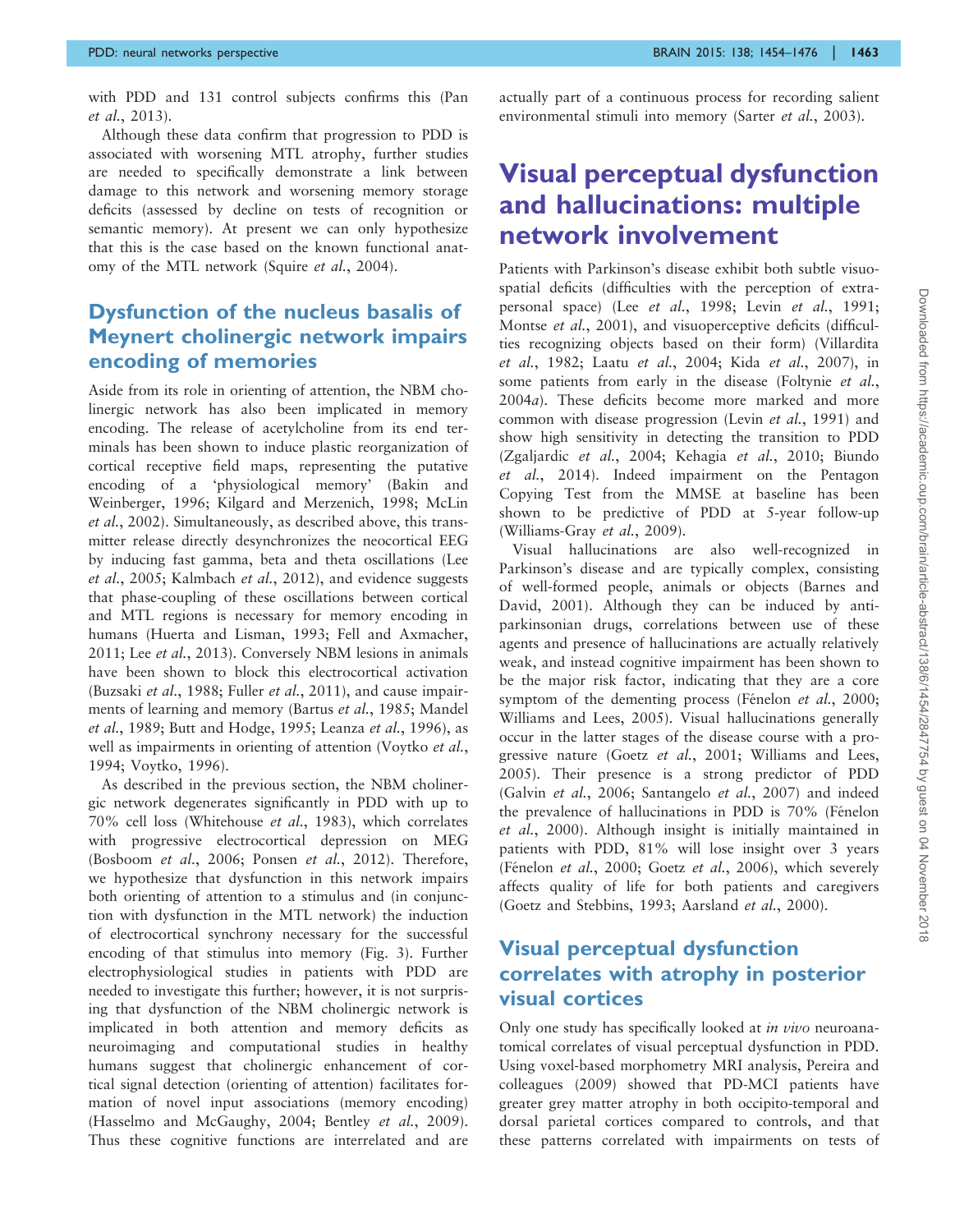with PDD and 131 control subjects confirms this (Pan *et al.*, 2013).

Although these data confirm that progression to PDD is associated with worsening MTL atrophy, further studies are needed to specifically demonstrate a link between damage to this network and worsening memory storage deficits (assessed by decline on tests of recognition or semantic memory). At present we can only hypothesize that this is the case based on the known functional anatomy of the MTL network (Squire *et al.*, 2004).

## Dysfunction of the nucleus basalis of Meynert cholinergic network impairs encoding of memories

Aside from its role in orienting of attention, the NBM cholinergic network has also been implicated in memory encoding. The release of acetylcholine from its end terminals has been shown to induce plastic reorganization of cortical receptive field maps, representing the putative encoding of a 'physiological memory' (Bakin and Weinberger, 1996; Kilgard and Merzenich, 1998; McLin *et al.*, 2002). Simultaneously, as described above, this transmitter release directly desynchronizes the neocortical EEG by inducing fast gamma, beta and theta oscillations (Lee *et al.*, 2005; Kalmbach *et al.*, 2012), and evidence suggests that phase-coupling of these oscillations between cortical and MTL regions is necessary for memory encoding in humans (Huerta and Lisman, 1993; Fell and Axmacher, 2011; Lee *et al.*, 2013). Conversely NBM lesions in animals have been shown to block this electrocortical activation (Buzsaki *et al.*, 1988; Fuller *et al.*, 2011), and cause impairments of learning and memory (Bartus *et al.*, 1985; Mandel *et al.*, 1989; Butt and Hodge, 1995; Leanza *et al.*, 1996), as well as impairments in orienting of attention (Voytko *et al.*, 1994; Voytko, 1996).

As described in the previous section, the NBM cholinergic network degenerates significantly in PDD with up to 70% cell loss (Whitehouse *et al.*, 1983), which correlates with progressive electrocortical depression on MEG (Bosboom *et al.*, 2006; Ponsen *et al.*, 2012). Therefore, we hypothesize that dysfunction in this network impairs both orienting of attention to a stimulus and (in conjunction with dysfunction in the MTL network) the induction of electrocortical synchrony necessary for the successful encoding of that stimulus into memory (Fig. 3). Further electrophysiological studies in patients with PDD are needed to investigate this further; however, it is not surprising that dysfunction of the NBM cholinergic network is implicated in both attention and memory deficits as neuroimaging and computational studies in healthy humans suggest that cholinergic enhancement of cortical signal detection (orienting of attention) facilitates formation of novel input associations (memory encoding) (Hasselmo and McGaughy, 2004; Bentley *et al.*, 2009). Thus these cognitive functions are interrelated and are actually part of a continuous process for recording salient environmental stimuli into memory (Sarter *et al.*, 2003).

# Visual perceptual dysfunction and hallucinations: multiple network involvement

Patients with Parkinson's disease exhibit both subtle visuospatial deficits (difficulties with the perception of extrapersonal space) (Lee *et al.*, 1998; Levin *et al.*, 1991; Montse *et al.*, 2001), and visuoperceptive deficits (difficulties recognizing objects based on their form) (Villardita *et al.*, 1982; Laatu *et al.*, 2004; Kida *et al.*, 2007), in some patients from early in the disease (Foltynie *et al.*, 2004*a*). These deficits become more marked and more common with disease progression (Levin *et al.*, 1991) and show high sensitivity in detecting the transition to PDD (Zgaljardic *et al.*, 2004; Kehagia *et al.*, 2010; Biundo *et al.*, 2014). Indeed impairment on the Pentagon Copying Test from the MMSE at baseline has been shown to be predictive of PDD at 5-year follow-up (Williams-Gray *et al.*, 2009).

Visual hallucinations are also well-recognized in Parkinson's disease and are typically complex, consisting of well-formed people, animals or objects (Barnes and David, 2001). Although they can be induced by antiparkinsonian drugs, correlations between use of these agents and presence of hallucinations are actually relatively weak, and instead cognitive impairment has been shown to be the major risk factor, indicating that they are a core symptom of the dementing process (Fénelon *et al.*, 2000; Williams and Lees, 2005). Visual hallucinations generally occur in the latter stages of the disease course with a progressive nature (Goetz *et al.*, 2001; Williams and Lees, 2005). Their presence is a strong predictor of PDD (Galvin *et al.*, 2006; Santangelo *et al.*, 2007) and indeed the prevalence of hallucinations in PDD is 70% (Fénelon *et al.*, 2000). Although insight is initially maintained in patients with PDD, 81% will lose insight over 3 years (Fénelon *et al.*, 2000; Goetz *et al.*, 2006), which severely affects quality of life for both patients and caregivers (Goetz and Stebbins, 1993; Aarsland *et al.*, 2000).

## Visual perceptual dysfunction correlates with atrophy in posterior visual cortices

Only one study has specifically looked at *in vivo* neuroanatomical correlates of visual perceptual dysfunction in PDD. Using voxel-based morphometry MRI analysis, Pereira and colleagues (2009) showed that PD-MCI patients have greater grey matter atrophy in both occipito-temporal and dorsal parietal cortices compared to controls, and that these patterns correlated with impairments on tests of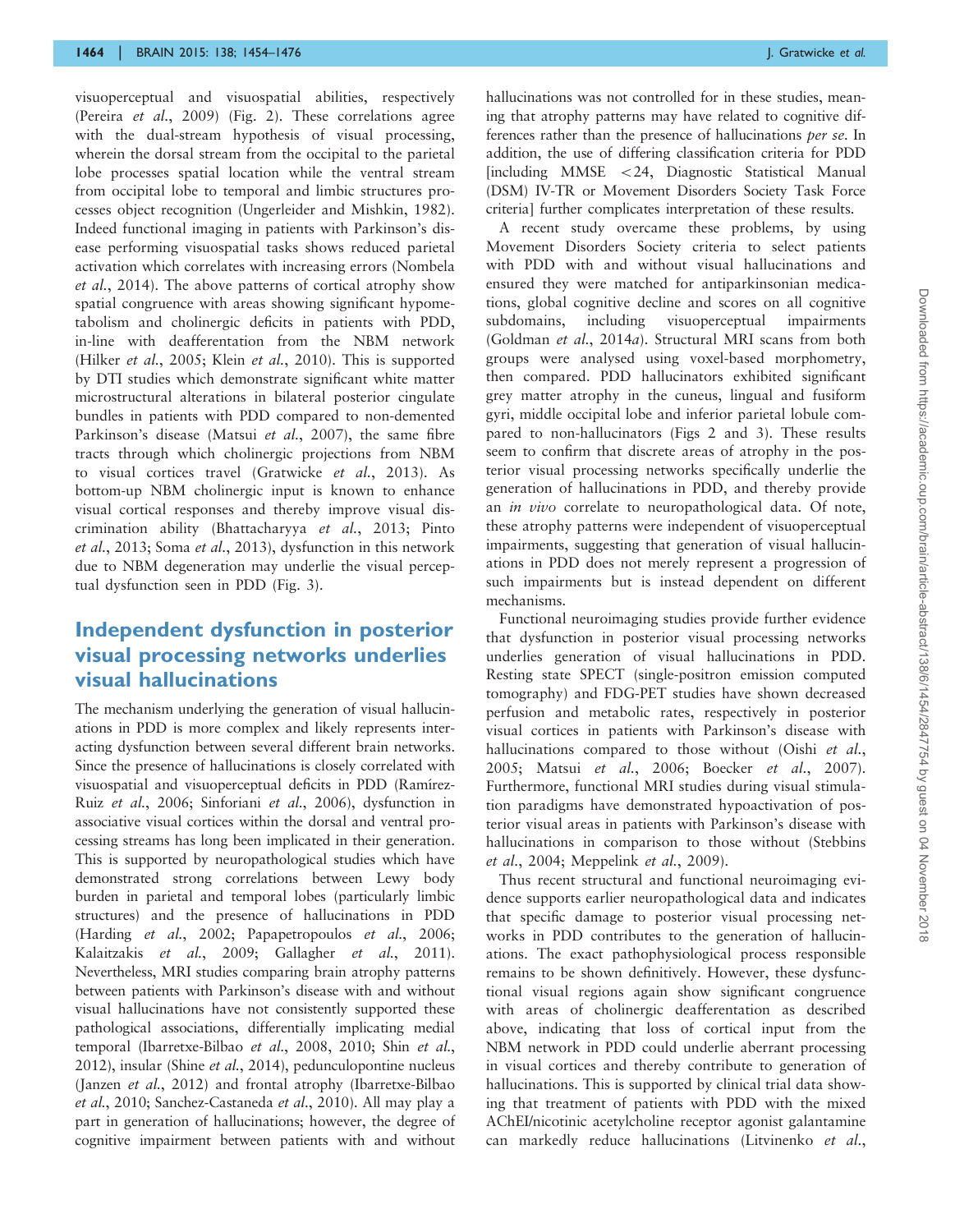visuoperceptual and visuospatial abilities, respectively (Pereira *et al.*, 2009) (Fig. 2). These correlations agree with the dual-stream hypothesis of visual processing, wherein the dorsal stream from the occipital to the parietal lobe processes spatial location while the ventral stream from occipital lobe to temporal and limbic structures processes object recognition (Ungerleider and Mishkin, 1982). Indeed functional imaging in patients with Parkinson's disease performing visuospatial tasks shows reduced parietal activation which correlates with increasing errors (Nombela *et al.*, 2014). The above patterns of cortical atrophy show spatial congruence with areas showing significant hypometabolism and cholinergic deficits in patients with PDD, in-line with deafferentation from the NBM network (Hilker *et al.*, 2005; Klein *et al.*, 2010). This is supported by DTI studies which demonstrate significant white matter microstructural alterations in bilateral posterior cingulate bundles in patients with PDD compared to non-demented Parkinson's disease (Matsui *et al.*, 2007), the same fibre tracts through which cholinergic projections from NBM to visual cortices travel (Gratwicke *et al.*, 2013). As bottom-up NBM cholinergic input is known to enhance visual cortical responses and thereby improve visual discrimination ability (Bhattacharyya *et al.*, 2013; Pinto *et al.*, 2013; Soma *et al.*, 2013), dysfunction in this network due to NBM degeneration may underlie the visual perceptual dysfunction seen in PDD (Fig. 3).

## Independent dysfunction in posterior visual processing networks underlies visual hallucinations

The mechanism underlying the generation of visual hallucinations in PDD is more complex and likely represents interacting dysfunction between several different brain networks. Since the presence of hallucinations is closely correlated with visuospatial and visuoperceptual deficits in PDD (Ramírez-Ruiz *et al.*, 2006; Sinforiani *et al.*, 2006), dysfunction in associative visual cortices within the dorsal and ventral processing streams has long been implicated in their generation. This is supported by neuropathological studies which have demonstrated strong correlations between Lewy body burden in parietal and temporal lobes (particularly limbic structures) and the presence of hallucinations in PDD (Harding *et al.*, 2002; Papapetropoulos *et al.*, 2006; Kalaitzakis *et al.*, 2009; Gallagher *et al.*, 2011). Nevertheless, MRI studies comparing brain atrophy patterns between patients with Parkinson's disease with and without visual hallucinations have not consistently supported these pathological associations, differentially implicating medial temporal (Ibarretxe-Bilbao *et al.*, 2008, 2010; Shin *et al.*, 2012), insular (Shine *et al.*, 2014), pedunculopontine nucleus (Janzen *et al.*, 2012) and frontal atrophy (Ibarretxe-Bilbao *et al.*, 2010; Sanchez-Castaneda *et al.*, 2010). All may play a part in generation of hallucinations; however, the degree of cognitive impairment between patients with and without hallucinations was not controlled for in these studies, meaning that atrophy patterns may have related to cognitive differences rather than the presence of hallucinations *per se*. In addition, the use of differing classification criteria for PDD [including MMSE <24, Diagnostic Statistical Manual (DSM) IV-TR or Movement Disorders Society Task Force criteria] further complicates interpretation of these results.

A recent study overcame these problems, by using Movement Disorders Society criteria to select patients with PDD with and without visual hallucinations and ensured they were matched for antiparkinsonian medications, global cognitive decline and scores on all cognitive subdomains, including visuoperceptual impairments (Goldman *et al.*, 2014*a*). Structural MRI scans from both groups were analysed using voxel-based morphometry, then compared. PDD hallucinators exhibited significant grey matter atrophy in the cuneus, lingual and fusiform gyri, middle occipital lobe and inferior parietal lobule compared to non-hallucinators (Figs 2 and 3). These results seem to confirm that discrete areas of atrophy in the posterior visual processing networks specifically underlie the generation of hallucinations in PDD, and thereby provide an *in vivo* correlate to neuropathological data. Of note, these atrophy patterns were independent of visuoperceptual impairments, suggesting that generation of visual hallucinations in PDD does not merely represent a progression of such impairments but is instead dependent on different mechanisms.

Functional neuroimaging studies provide further evidence that dysfunction in posterior visual processing networks underlies generation of visual hallucinations in PDD. Resting state SPECT (single-positron emission computed tomography) and FDG-PET studies have shown decreased perfusion and metabolic rates, respectively in posterior visual cortices in patients with Parkinson's disease with hallucinations compared to those without (Oishi *et al.*, 2005; Matsui *et al.*, 2006; Boecker *et al.*, 2007). Furthermore, functional MRI studies during visual stimulation paradigms have demonstrated hypoactivation of posterior visual areas in patients with Parkinson's disease with hallucinations in comparison to those without (Stebbins *et al.*, 2004; Meppelink *et al.*, 2009).

Thus recent structural and functional neuroimaging evidence supports earlier neuropathological data and indicates that specific damage to posterior visual processing networks in PDD contributes to the generation of hallucinations. The exact pathophysiological process responsible remains to be shown definitively. However, these dysfunctional visual regions again show significant congruence with areas of cholinergic deafferentation as described above, indicating that loss of cortical input from the NBM network in PDD could underlie aberrant processing in visual cortices and thereby contribute to generation of hallucinations. This is supported by clinical trial data showing that treatment of patients with PDD with the mixed AChEI/nicotinic acetylcholine receptor agonist galantamine can markedly reduce hallucinations (Litvinenko *et al.*,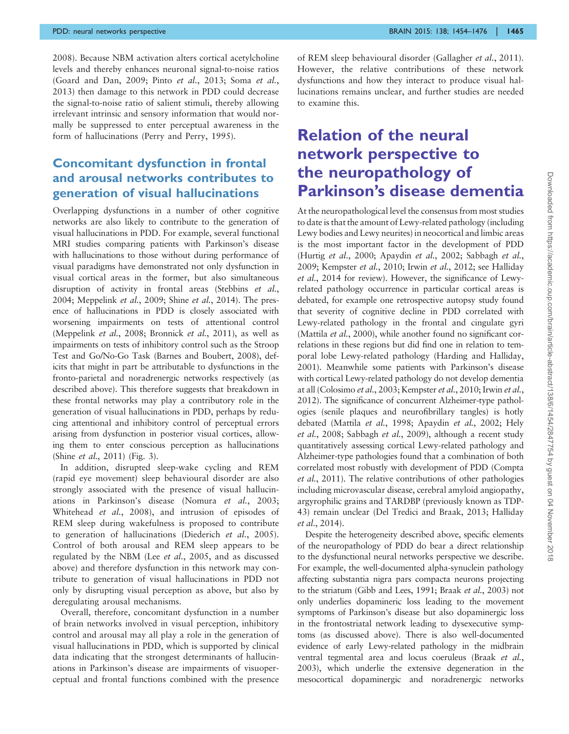2008). Because NBM activation alters cortical acetylcholine levels and thereby enhances neuronal signal-to-noise ratios (Goard and Dan, 2009; Pinto *et al*., 2013; Soma *et al*., 2013) then damage to this network in PDD could decrease the signal-to-noise ratio of salient stimuli, thereby allowing irrelevant intrinsic and sensory information that would normally be suppressed to enter perceptual awareness in the form of hallucinations (Perry and Perry, 1995).

## Concomitant dysfunction in frontal and arousal networks contributes to generation of visual hallucinations

Overlapping dysfunctions in a number of other cognitive networks are also likely to contribute to the generation of visual hallucinations in PDD. For example, several functional MRI studies comparing patients with Parkinson's disease with hallucinations to those without during performance of visual paradigms have demonstrated not only dysfunction in visual cortical areas in the former, but also simultaneous disruption of activity in frontal areas (Stebbins *et al*., 2004; Meppelink *et al*., 2009; Shine *et al*., 2014). The presence of hallucinations in PDD is closely associated with worsening impairments on tests of attentional control (Meppelink *et al*., 2008; Bronnick *et al*., 2011), as well as impairments on tests of inhibitory control such as the Stroop Test and Go/No-Go Task (Barnes and Boubert, 2008), deficits that might in part be attributable to dysfunctions in the fronto-parietal and noradrenergic networks respectively (as described above). This therefore suggests that breakdown in these frontal networks may play a contributory role in the generation of visual hallucinations in PDD, perhaps by reducing attentional and inhibitory control of perceptual errors arising from dysfunction in posterior visual cortices, allowing them to enter conscious perception as hallucinations (Shine *et al*., 2011) (Fig. 3).

In addition, disrupted sleep-wake cycling and REM (rapid eye movement) sleep behavioural disorder are also strongly associated with the presence of visual hallucinations in Parkinson's disease (Nomura *et al*., 2003; Whitehead *et al*., 2008), and intrusion of episodes of REM sleep during wakefulness is proposed to contribute to generation of hallucinations (Diederich *et al*., 2005). Control of both arousal and REM sleep appears to be regulated by the NBM (Lee *et al*., 2005, and as discussed above) and therefore dysfunction in this network may contribute to generation of visual hallucinations in PDD not only by disrupting visual perception as above, but also by deregulating arousal mechanisms.

Overall, therefore, concomitant dysfunction in a number of brain networks involved in visual perception, inhibitory control and arousal may all play a role in the generation of visual hallucinations in PDD, which is supported by clinical data indicating that the strongest determinants of hallucinations in Parkinson's disease are impairments of visuoperceptual and frontal functions combined with the presence of REM sleep behavioural disorder (Gallagher *et al*., 2011). However, the relative contributions of these network dysfunctions and how they interact to produce visual hallucinations remains unclear, and further studies are needed to examine this.

# Relation of the neural network perspective to the neuropathology of Parkinson's disease dementia

At the neuropathological level the consensus from most studies to date is that the amount of Lewy-related pathology (including Lewy bodies and Lewy neurites) in neocortical and limbic areas is the most important factor in the development of PDD (Hurtig *et al*., 2000; Apaydin *et al*., 2002; Sabbagh *et al*., 2009; Kempster *et al*., 2010; Irwin *et al*., 2012; see Halliday *et al*., 2014 for review). However, the significance of Lewy-related pathology occurrence in particular cortical areas is debated, for example one retrospective autopsy study found that severity of cognitive decline in PDD correlated with Lewy-related pathology in the frontal and cingulate gyri (Mattila *et al*., 2000), while another found no significant correlations in these regions but did find one in relation to temporal lobe Lewy-related pathology (Harding and Halliday, 2001). Meanwhile some patients with Parkinson's disease with cortical Lewy-related pathology do not develop dementia at all (Colosimo *et al*., 2003; Kempster *et al*., 2010; Irwin *et al*., 2012). The significance of concurrent Alzheimer-type pathologies (senile plaques and neurofibrillary tangles) is hotly debated (Mattila *et al*., 1998; Apaydin *et al*., 2002; Hely *et al*., 2008; Sabbagh *et al*., 2009), although a recent study quantitatively assessing cortical Lewy-related pathology and Alzheimer-type pathologies found that a combination of both correlated most robustly with development of PDD (Compta *et al*., 2011). The relative contributions of other pathologies including microvascular disease, cerebral amyloid angiopathy, argyrophilic grains and TARDBP (previously known as TDP-43) remain unclear (Del Tredici and Braak, 2013; Halliday *et al*., 2014).

Despite the heterogeneity described above, specific elements of the neuropathology of PDD do bear a direct relationship to the dysfunctional neural networks perspective we describe. For example, the well-documented alpha-synuclein pathology affecting substantia nigra pars compacta neurons projecting to the striatum (Gibb and Lees, 1991; Braak *et al*., 2003) not only underlies dopamineric loss leading to the movement symptoms of Parkinson's disease but also dopaminergic loss in the frontostriatal network leading to dysexecutive symptoms (as discussed above). There is also well-documented evidence of early Lewy-related pathology in the midbrain ventral tegmental area and locus coeruleus (Braak *et al*., 2003), which underlie the extensive degeneration in the mesocortical dopaminergic and noradrenergic networks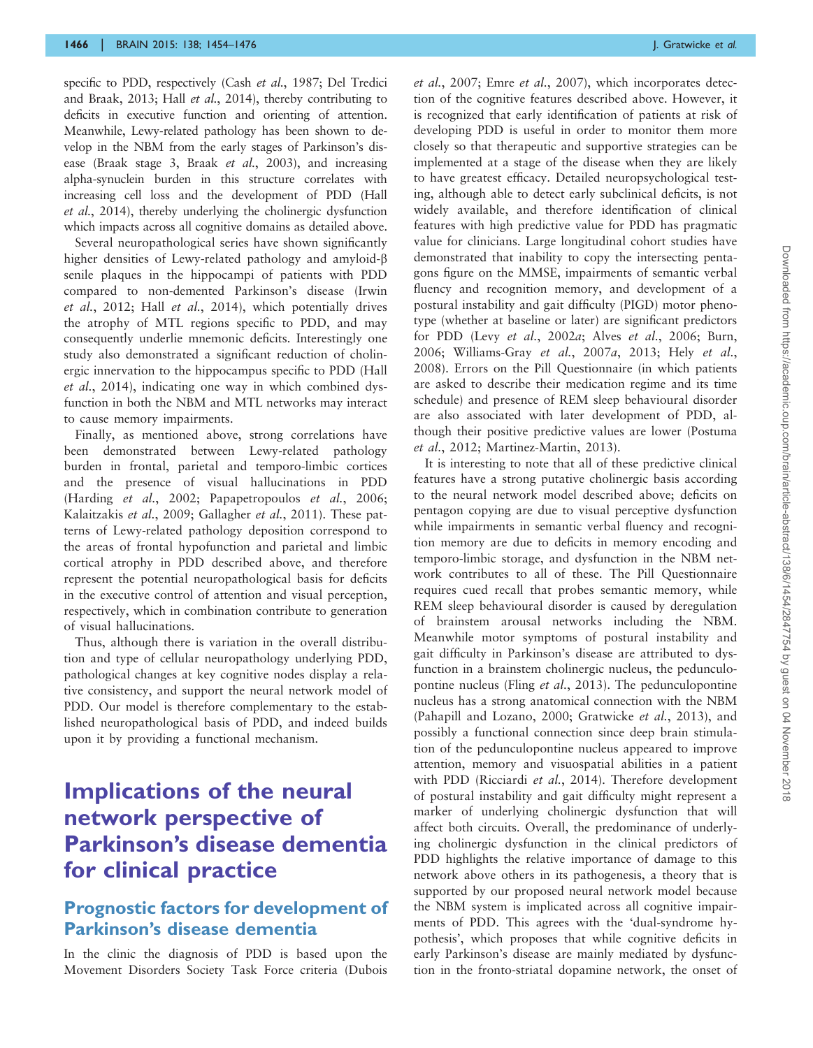specific to PDD, respectively (Cash *et al.*, 1987; Del Tredici and Braak, 2013; Hall *et al.*, 2014), thereby contributing to deficits in executive function and orienting of attention. Meanwhile, Lewy-related pathology has been shown to develop in the NBM from the early stages of Parkinson's disease (Braak stage 3, Braak *et al.*, 2003), and increasing alpha-synuclein burden in this structure correlates with increasing cell loss and the development of PDD (Hall *et al.*, 2014), thereby underlying the cholinergic dysfunction which impacts across all cognitive domains as detailed above.

Several neuropathological series have shown significantly higher densities of Lewy-related pathology and amyloid-β senile plaques in the hippocampi of patients with PDD compared to non-demented Parkinson's disease (Irwin *et al.*, 2012; Hall *et al.*, 2014), which potentially drives the atrophy of MTL regions specific to PDD, and may consequently underlie mnemonic deficits. Interestingly one study also demonstrated a significant reduction of cholinergic innervation to the hippocampus specific to PDD (Hall *et al.*, 2014), indicating one way in which combined dysfunction in both the NBM and MTL networks may interact to cause memory impairments.

Finally, as mentioned above, strong correlations have been demonstrated between Lewy-related pathology burden in frontal, parietal and temporo-limbic cortices and the presence of visual hallucinations in PDD (Harding *et al.*, 2002; Papapetropoulos *et al.*, 2006; Kalaitzakis *et al.*, 2009; Gallagher *et al.*, 2011). These patterns of Lewy-related pathology deposition correspond to the areas of frontal hypofunction and parietal and limbic cortical atrophy in PDD described above, and therefore represent the potential neuropathological basis for deficits in the executive control of attention and visual perception, respectively, which in combination contribute to generation of visual hallucinations.

Thus, although there is variation in the overall distribution and type of cellular neuropathology underlying PDD, pathological changes at key cognitive nodes display a relative consistency, and support the neural network model of PDD. Our model is therefore complementary to the established neuropathological basis of PDD, and indeed builds upon it by providing a functional mechanism.

# Implications of the neural network perspective of Parkinson's disease dementia for clinical practice

## Prognostic factors for development of Parkinson's disease dementia

In the clinic the diagnosis of PDD is based upon the Movement Disorders Society Task Force criteria (Dubois *et al.*, 2007; Emre *et al.*, 2007), which incorporates detection of the cognitive features described above. However, it is recognized that early identification of patients at risk of developing PDD is useful in order to monitor them more closely so that therapeutic and supportive strategies can be implemented at a stage of the disease when they are likely to have greatest efficacy. Detailed neuropsychological testing, although able to detect early subclinical deficits, is not widely available, and therefore identification of clinical features with high predictive value for PDD has pragmatic value for clinicians. Large longitudinal cohort studies have demonstrated that inability to copy the intersecting pentagons figure on the MMSE, impairments of semantic verbal fluency and recognition memory, and development of a postural instability and gait difficulty (PIGD) motor phenotype (whether at baseline or later) are significant predictors for PDD (Levy *et al.*, 2002*a*; Alves *et al.*, 2006; Burn, 2006; Williams-Gray *et al.*, 2007*a*, 2013; Hely *et al.*, 2008). Errors on the Pill Questionnaire (in which patients are asked to describe their medication regime and its time schedule) and presence of REM sleep behavioural disorder are also associated with later development of PDD, although their positive predictive values are lower (Postuma *et al.*, 2012; Martinez-Martin, 2013).

It is interesting to note that all of these predictive clinical features have a strong putative cholinergic basis according to the neural network model described above; deficits on pentagon copying are due to visual perceptive dysfunction while impairments in semantic verbal fluency and recognition memory are due to deficits in memory encoding and temporo-limbic storage, and dysfunction in the NBM network contributes to all of these. The Pill Questionnaire requires cued recall that probes semantic memory, while REM sleep behavioural disorder is caused by deregulation of brainstem arousal networks including the NBM. Meanwhile motor symptoms of postural instability and gait difficulty in Parkinson's disease are attributed to dysfunction in a brainstem cholinergic nucleus, the pedunculopontine nucleus (Fling *et al.*, 2013). The pedunculopontine nucleus has a strong anatomical connection with the NBM (Pahapill and Lozano, 2000; Gratwicke *et al.*, 2013), and possibly a functional connection since deep brain stimulation of the pedunculopontine nucleus appeared to improve attention, memory and visuospatial abilities in a patient with PDD (Ricciardi *et al.*, 2014). Therefore development of postural instability and gait difficulty might represent a marker of underlying cholinergic dysfunction that will affect both circuits. Overall, the predominance of underlying cholinergic dysfunction in the clinical predictors of PDD highlights the relative importance of damage to this network above others in its pathogenesis, a theory that is supported by our proposed neural network model because the NBM system is implicated across all cognitive impairments of PDD. This agrees with the 'dual-syndrome hypothesis', which proposes that while cognitive deficits in early Parkinson's disease are mainly mediated by dysfunction in the fronto-striatal dopamine network, the onset of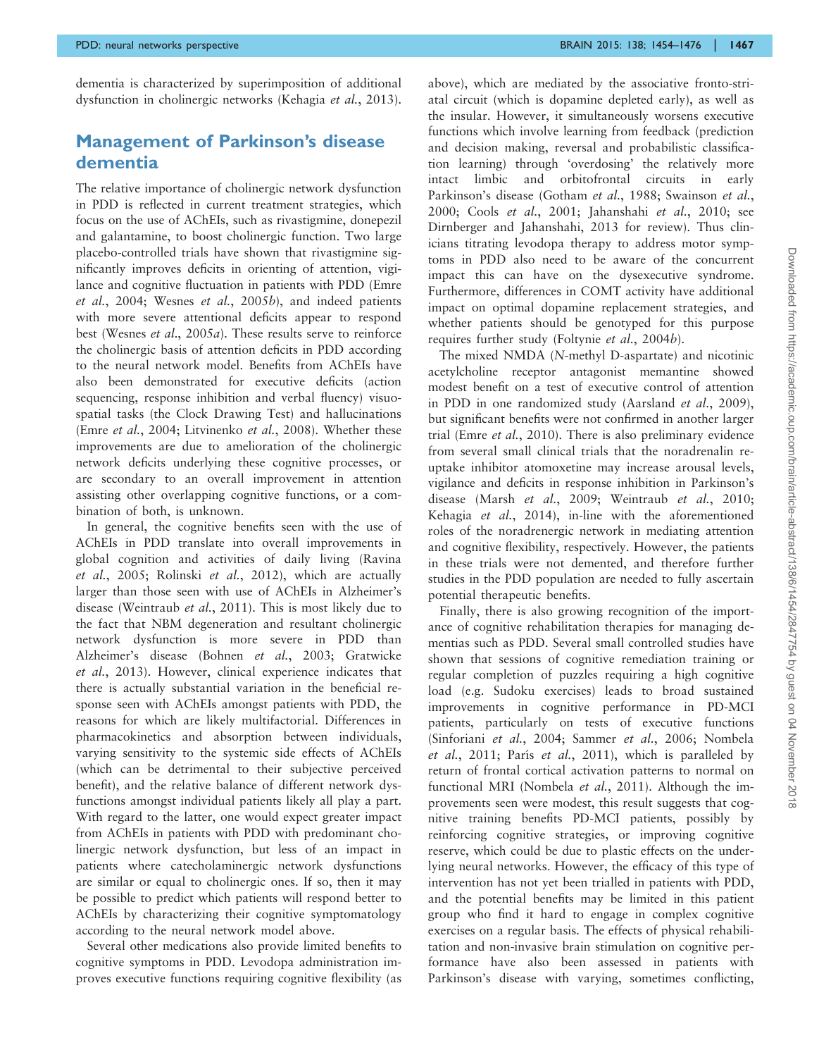dementia is characterized by superimposition of additional dysfunction in cholinergic networks (Kehagia *et al.*, 2013).

## Management of Parkinson's disease dementia

The relative importance of cholinergic network dysfunction in PDD is reflected in current treatment strategies, which focus on the use of AChEIs, such as rivastigmine, donepezil and galantamine, to boost cholinergic function. Two large placebo-controlled trials have shown that rivastigmine significantly improves deficits in orienting of attention, vigilance and cognitive fluctuation in patients with PDD (Emre *et al.*, 2004; Wesnes *et al.*, 2005*b*), and indeed patients with more severe attentional deficits appear to respond best (Wesnes *et al.*, 2005*a*). These results serve to reinforce the cholinergic basis of attention deficits in PDD according to the neural network model. Benefits from AChEIs have also been demonstrated for executive deficits (action sequencing, response inhibition and verbal fluency) visuospatial tasks (the Clock Drawing Test) and hallucinations (Emre *et al.*, 2004; Litvinenko *et al.*, 2008). Whether these improvements are due to amelioration of the cholinergic network deficits underlying these cognitive processes, or are secondary to an overall improvement in attention assisting other overlapping cognitive functions, or a combination of both, is unknown.

In general, the cognitive benefits seen with the use of AChEIs in PDD translate into overall improvements in global cognition and activities of daily living (Ravina *et al.*, 2005; Rolinski *et al.*, 2012), which are actually larger than those seen with use of AChEIs in Alzheimer's disease (Weintraub *et al.*, 2011). This is most likely due to the fact that NBM degeneration and resultant cholinergic network dysfunction is more severe in PDD than Alzheimer's disease (Bohnen *et al.*, 2003; Gratwicke *et al.*, 2013). However, clinical experience indicates that there is actually substantial variation in the beneficial response seen with AChEIs amongst patients with PDD, the reasons for which are likely multifactorial. Differences in pharmacokinetics and absorption between individuals, varying sensitivity to the systemic side effects of AChEIs (which can be detrimental to their subjective perceived benefit), and the relative balance of different network dysfunctions amongst individual patients likely all play a part. With regard to the latter, one would expect greater impact from AChEIs in patients with PDD with predominant cholinergic network dysfunction, but less of an impact in patients where catecholaminergic network dysfunctions are similar or equal to cholinergic ones. If so, then it may be possible to predict which patients will respond better to AChEIs by characterizing their cognitive symptomatology according to the neural network model above.

Several other medications also provide limited benefits to cognitive symptoms in PDD. Levodopa administration improves executive functions requiring cognitive flexibility (as above), which are mediated by the associative fronto-striatal circuit (which is dopamine depleted early), as well as the insular. However, it simultaneously worsens executive functions which involve learning from feedback (prediction and decision making, reversal and probabilistic classification learning) through 'overdosing' the relatively more intact limbic and orbitofrontal circuits in early Parkinson's disease (Gotham *et al.*, 1988; Swainson *et al.*, 2000; Cools *et al.*, 2001; Jahanshahi *et al.*, 2010; see Dirnberger and Jahanshahi, 2013 for review). Thus clinicians titrating levodopa therapy to address motor symptoms in PDD also need to be aware of the concurrent impact this can have on the dysexecutive syndrome. Furthermore, differences in COMT activity have additional impact on optimal dopamine replacement strategies, and whether patients should be genotyped for this purpose requires further study (Foltynie *et al.*, 2004*b*).

The mixed NMDA (*N*-methyl D-aspartate) and nicotinic acetylcholine receptor antagonist memantine showed modest benefit on a test of executive control of attention in PDD in one randomized study (Aarsland *et al.*, 2009), but significant benefits were not confirmed in another larger trial (Emre *et al.*, 2010). There is also preliminary evidence from several small clinical trials that the noradrenalin reuptake inhibitor atomoxetine may increase arousal levels, vigilance and deficits in response inhibition in Parkinson's disease (Marsh *et al.*, 2009; Weintraub *et al.*, 2010; Kehagia *et al.*, 2014), in-line with the aforementioned roles of the noradrenergic network in mediating attention and cognitive flexibility, respectively. However, the patients in these trials were not demented, and therefore further studies in the PDD population are needed to fully ascertain potential therapeutic benefits.

Finally, there is also growing recognition of the importance of cognitive rehabilitation therapies for managing dementias such as PDD. Several small controlled studies have shown that sessions of cognitive remediation training or regular completion of puzzles requiring a high cognitive load (e.g. Sudoku exercises) leads to broad sustained improvements in cognitive performance in PD-MCI patients, particularly on tests of executive functions (Sinforiani *et al.*, 2004; Sammer *et al.*, 2006; Nombela *et al.*, 2011; París *et al.*, 2011), which is paralleled by return of frontal cortical activation patterns to normal on functional MRI (Nombela *et al.*, 2011). Although the improvements seen were modest, this result suggests that cognitive training benefits PD-MCI patients, possibly by reinforcing cognitive strategies, or improving cognitive reserve, which could be due to plastic effects on the underlying neural networks. However, the efficacy of this type of intervention has not yet been trialled in patients with PDD, and the potential benefits may be limited in this patient group who find it hard to engage in complex cognitive exercises on a regular basis. The effects of physical rehabilitation and non-invasive brain stimulation on cognitive performance have also been assessed in patients with Parkinson's disease with varying, sometimes conflicting,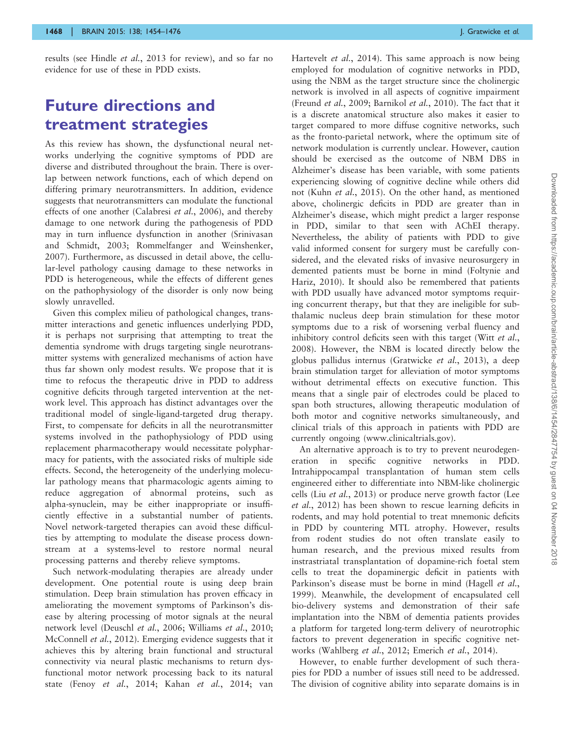results (see Hindle *et al.*, 2013 for review), and so far no evidence for use of these in PDD exists.

# Future directions and treatment strategies

As this review has shown, the dysfunctional neural networks underlying the cognitive symptoms of PDD are diverse and distributed throughout the brain. There is overlap between network functions, each of which depend on differing primary neurotransmitters. In addition, evidence suggests that neurotransmitters can modulate the functional effects of one another (Calabresi *et al.*, 2006), and thereby damage to one network during the pathogenesis of PDD may in turn influence dysfunction in another (Srinivasan and Schmidt, 2003; Rommelfanger and Weinshenker, 2007). Furthermore, as discussed in detail above, the cellular-level pathology causing damage to these networks in PDD is heterogeneous, while the effects of different genes on the pathophysiology of the disorder is only now being slowly unravelled.

Given this complex milieu of pathological changes, transmitter interactions and genetic influences underlying PDD, it is perhaps not surprising that attempting to treat the dementia syndrome with drugs targeting single neurotransmitter systems with generalized mechanisms of action have thus far shown only modest results. We propose that it is time to refocus the therapeutic drive in PDD to address cognitive deficits through targeted intervention at the network level. This approach has distinct advantages over the traditional model of single-ligand-targeted drug therapy. First, to compensate for deficits in all the neurotransmitter systems involved in the pathophysiology of PDD using replacement pharmacotherapy would necessitate polypharmacy for patients, with the associated risks of multiple side effects. Second, the heterogeneity of the underlying molecular pathology means that pharmacologic agents aiming to reduce aggregation of abnormal proteins, such as alpha-synuclein, may be either inappropriate or insufficiently effective in a substantial number of patients. Novel network-targeted therapies can avoid these difficulties by attempting to modulate the disease process downstream at a systems-level to restore normal neural processing patterns and thereby relieve symptoms.

Such network-modulating therapies are already under development. One potential route is using deep brain stimulation. Deep brain stimulation has proven efficacy in ameliorating the movement symptoms of Parkinson's disease by altering processing of motor signals at the neural network level (Deuschl *et al.*, 2006; Williams *et al.*, 2010; McConnell *et al.*, 2012). Emerging evidence suggests that it achieves this by altering brain functional and structural connectivity via neural plastic mechanisms to return dysfunctional motor network processing back to its natural state (Fenoy *et al.*, 2014; Kahan *et al.*, 2014; van Hartevelt *et al.*, 2014). This same approach is now being employed for modulation of cognitive networks in PDD, using the NBM as the target structure since the cholinergic network is involved in all aspects of cognitive impairment (Freund *et al.*, 2009; Barnikol *et al.*, 2010). The fact that it is a discrete anatomical structure also makes it easier to target compared to more diffuse cognitive networks, such as the fronto-parietal network, where the optimum site of network modulation is currently unclear. However, caution should be exercised as the outcome of NBM DBS in Alzheimer's disease has been variable, with some patients experiencing slowing of cognitive decline while others did not (Kuhn *et al.*, 2015). On the other hand, as mentioned above, cholinergic deficits in PDD are greater than in Alzheimer's disease, which might predict a larger response in PDD, similar to that seen with AChEI therapy. Nevertheless, the ability of patients with PDD to give valid informed consent for surgery must be carefully considered, and the elevated risks of invasive neurosurgery in demented patients must be borne in mind (Foltynie and Hariz, 2010). It should also be remembered that patients with PDD usually have advanced motor symptoms requiring concurrent therapy, but that they are ineligible for subthalamic nucleus deep brain stimulation for these motor symptoms due to a risk of worsening verbal fluency and inhibitory control deficits seen with this target (Witt *et al.*, 2008). However, the NBM is located directly below the globus pallidus internus (Gratwicke *et al.*, 2013), a deep brain stimulation target for alleviation of motor symptoms without detrimental effects on executive function. This means that a single pair of electrodes could be placed to span both structures, allowing therapeutic modulation of both motor and cognitive networks simultaneously, and clinical trials of this approach in patients with PDD are currently ongoing (www.clinicaltrials.gov).

An alternative approach is to try to prevent neurodegeneration in specific cognitive networks in PDD. Intrahippocampal transplantation of human stem cells engineered either to differentiate into NBM-like cholinergic cells (Liu *et al.*, 2013) or produce nerve growth factor (Lee *et al.*, 2012) has been shown to rescue learning deficits in rodents, and may hold potential to treat mnemonic deficits in PDD by countering MTL atrophy. However, results from rodent studies do not often translate easily to human research, and the previous mixed results from instrastriatal transplantation of dopamine-rich foetal stem cells to treat the dopaminergic deficit in patients with Parkinson's disease must be borne in mind (Hagell *et al.*, 1999). Meanwhile, the development of encapsulated cell bio-delivery systems and demonstration of their safe implantation into the NBM of dementia patients provides a platform for targeted long-term delivery of neurotrophic factors to prevent degeneration in specific cognitive networks (Wahlberg *et al.*, 2012; Emerich *et al.*, 2014).

However, to enable further development of such therapies for PDD a number of issues still need to be addressed. The division of cognitive ability into separate domains is in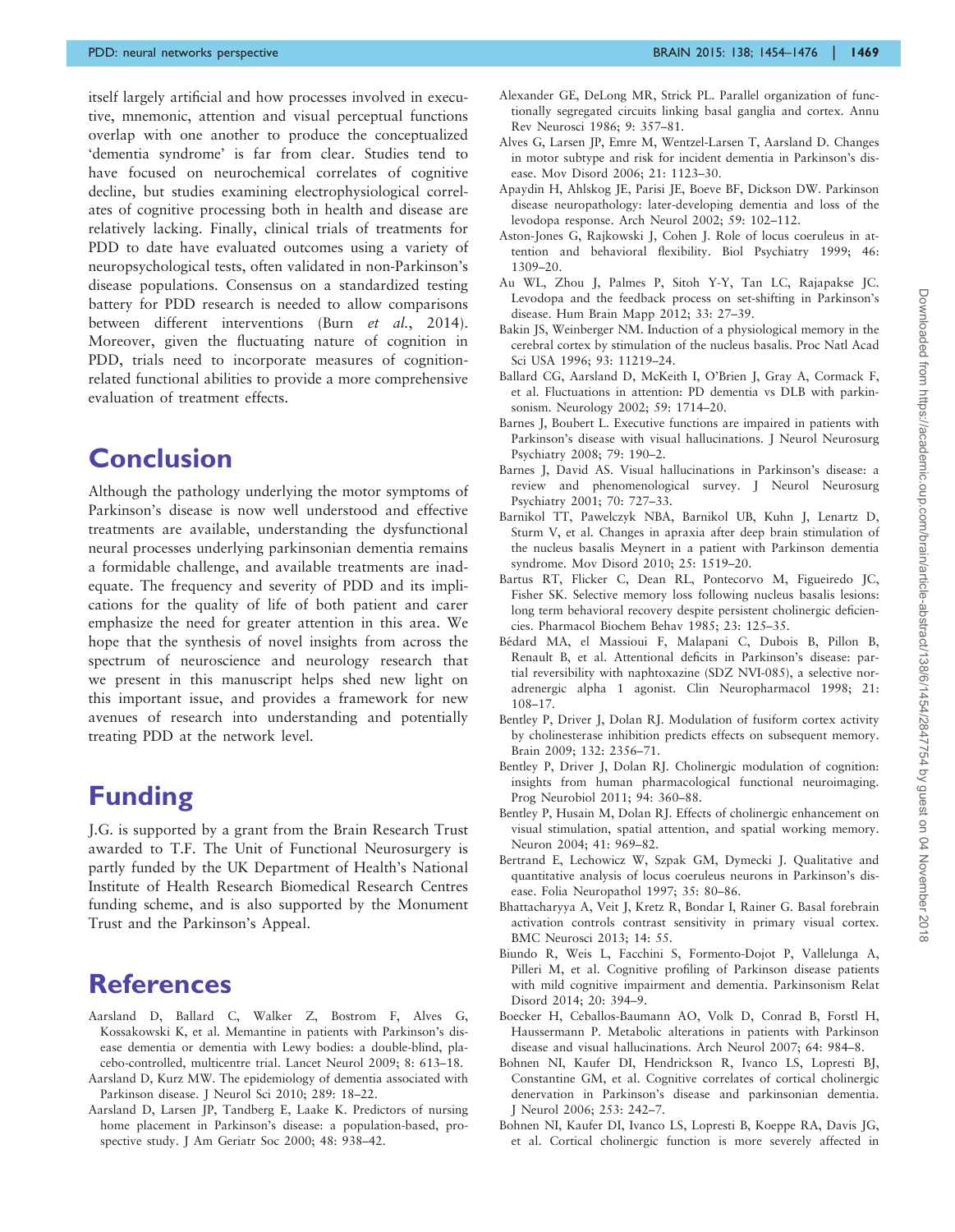itself largely artificial and how processes involved in executive, mnemonic, attention and visual perceptual functions overlap with one another to produce the conceptualized 'dementia syndrome' is far from clear. Studies tend to have focused on neurochemical correlates of cognitive decline, but studies examining electrophysiological correlates of cognitive processing both in health and disease are relatively lacking. Finally, clinical trials of treatments for PDD to date have evaluated outcomes using a variety of neuropsychological tests, often validated in non-Parkinson's disease populations. Consensus on a standardized testing battery for PDD research is needed to allow comparisons between different interventions (Burn *et al.*, 2014). Moreover, given the fluctuating nature of cognition in PDD, trials need to incorporate measures of cognition-related functional abilities to provide a more comprehensive evaluation of treatment effects.

# Conclusion

Although the pathology underlying the motor symptoms of Parkinson's disease is now well understood and effective treatments are available, understanding the dysfunctional neural processes underlying parkinsonian dementia remains a formidable challenge, and available treatments are inadequate. The frequency and severity of PDD and its implications for the quality of life of both patient and carer emphasize the need for greater attention in this area. We hope that the synthesis of novel insights from across the spectrum of neuroscience and neurology research that we present in this manuscript helps shed new light on this important issue, and provides a framework for new avenues of research into understanding and potentially treating PDD at the network level.

# Funding

J.G. is supported by a grant from the Brain Research Trust awarded to T.F. The Unit of Functional Neurosurgery is partly funded by the UK Department of Health's National Institute of Health Research Biomedical Research Centres funding scheme, and is also supported by the Monument Trust and the Parkinson's Appeal.

# References

Aarsland D, Ballard C, Walker Z, Bostrom F, Alves G, Kossakowski K, et al. Memantine in patients with Parkinson's disease dementia or dementia with Lewy bodies: a double-blind, placebo-controlled, multicentre trial. Lancet Neurol 2009; 8: 613–18.

Aarsland D, Kurz MW. The epidemiology of dementia associated with Parkinson disease. J Neurol Sci 2010; 289: 18–22.

Aarsland D, Larsen JP, Tandberg E, Laake K. Predictors of nursing home placement in Parkinson's disease: a population-based, prospective study. J Am Geriatr Soc 2000; 48: 938–42.

Alexander GE, DeLong MR, Strick PL. Parallel organization of functionally segregated circuits linking basal ganglia and cortex. Annu Rev Neurosci 1986; 9: 357–81.

Alves G, Larsen JP, Emre M, Wentzel-Larsen T, Aarsland D. Changes in motor subtype and risk for incident dementia in Parkinson's disease. Mov Disord 2006; 21: 1123–30.

Apaydin H, Ahlskog JE, Parisi JE, Boeve BF, Dickson DW. Parkinson disease neuropathology: later-developing dementia and loss of the levodopa response. Arch Neurol 2002; 59: 102–112.

Aston-Jones G, Rajkowski J, Cohen J. Role of locus coeruleus in attention and behavioral flexibility. Biol Psychiatry 1999; 46: 1309–20.

Au WL, Zhou J, Palmes P, Sitoh Y-Y, Tan LC, Rajapakse JC. Levodopa and the feedback process on set-shifting in Parkinson's disease. Hum Brain Mapp 2012; 33: 27–39.

Bakin JS, Weinberger NM. Induction of a physiological memory in the cerebral cortex by stimulation of the nucleus basalis. Proc Natl Acad Sci USA 1996; 93: 11219–24.

Ballard CG, Aarsland D, McKeith I, O'Brien J, Gray A, Cormack F, et al. Fluctuations in attention: PD dementia vs DLB with parkinsonism. Neurology 2002; 59: 1714–20.

Barnes J, Boubert L. Executive functions are impaired in patients with Parkinson's disease with visual hallucinations. J Neurol Neurosurg Psychiatry 2008; 79: 190–2.

Barnes J, David AS. Visual hallucinations in Parkinson's disease: a review and phenomenological survey. J Neurol Neurosurg Psychiatry 2001; 70: 727–33.

Barnikol TT, Pawelczyk NBA, Barnikol UB, Kuhn J, Lenartz D, Sturm V, et al. Changes in apraxia after deep brain stimulation of the nucleus basalis Meynert in a patient with Parkinson dementia syndrome. Mov Disord 2010; 25: 1519–20.

Bartus RT, Flicker C, Dean RL, Pontecorvo M, Figueiredo JC, Fisher SK. Selective memory loss following nucleus basalis lesions: long term behavioral recovery despite persistent cholinergic deficiencies. Pharmacol Biochem Behav 1985; 23: 125–35.

Bédard MA, el Massioui F, Malapani C, Dubois B, Pillon B, Renault B, et al. Attentional deficits in Parkinson's disease: partial reversibility with naphtoxazine (SDZ NVI-085), a selective noradrenergic alpha 1 agonist. Clin Neuropharmacol 1998; 21: 108–17.

Bentley P, Driver J, Dolan RJ. Modulation of fusiform cortex activity by cholinesterase inhibition predicts effects on subsequent memory. Brain 2009; 132: 2356–71.

Bentley P, Driver J, Dolan RJ. Cholinergic modulation of cognition: insights from human pharmacological functional neuroimaging. Prog Neurobiol 2011; 94: 360–88.

Bentley P, Husain M, Dolan RJ. Effects of cholinergic enhancement on visual stimulation, spatial attention, and spatial working memory. Neuron 2004; 41: 969–82.

Bertrand E, Lechowicz W, Szpak GM, Dymecki J. Qualitative and quantitative analysis of locus coeruleus neurons in Parkinson's disease. Folia Neuropathol 1997; 35: 80–86.

Bhattacharyya A, Veit J, Kretz R, Bondar I, Rainer G. Basal forebrain activation controls contrast sensitivity in primary visual cortex. BMC Neurosci 2013; 14: 55.

Biundo R, Weis L, Facchini S, Formento-Dojot P, Vallelunga A, Pilleri M, et al. Cognitive profiling of Parkinson disease patients with mild cognitive impairment and dementia. Parkinsonism Relat Disord 2014; 20: 394–9.

Boecker H, Ceballos-Baumann AO, Volk D, Conrad B, Forstl H, Haussermann P. Metabolic alterations in patients with Parkinson disease and visual hallucinations. Arch Neurol 2007; 64: 984–8.

Bohnen NI, Kaufer DI, Hendrickson R, Ivanco LS, Lopresti BJ, Constantine GM, et al. Cognitive correlates of cortical cholinergic denervation in Parkinson's disease and parkinsonian dementia. J Neurol 2006; 253: 242–7.

Bohnen NI, Kaufer DI, Ivanco LS, Lopresti B, Koeppe RA, Davis JG, et al. Cortical cholinergic function is more severely affected in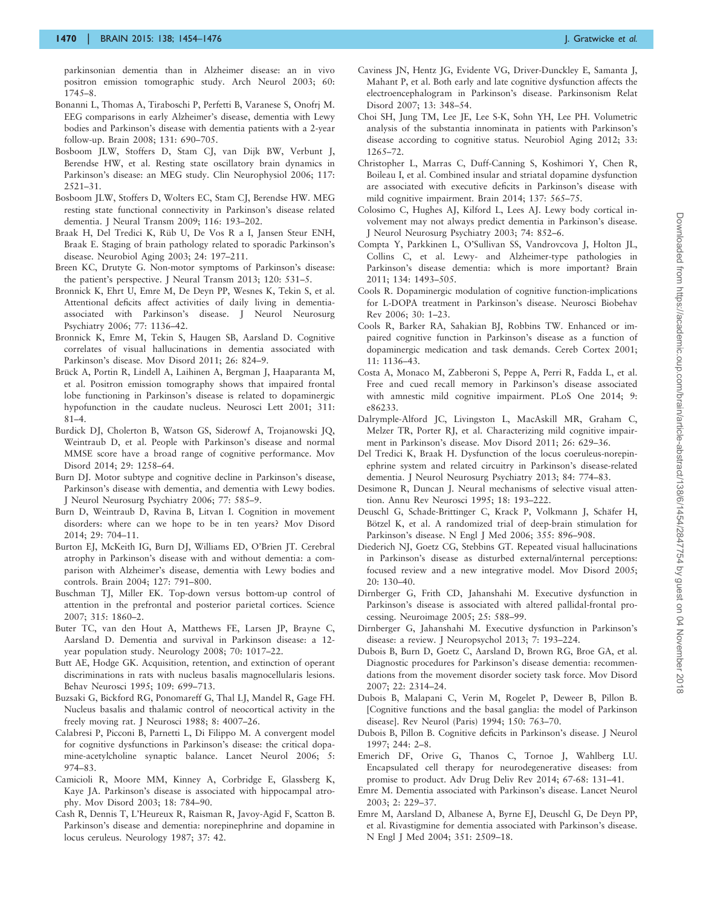parkinsonian dementia than in Alzheimer disease: an in vivo positron emission tomographic study. Arch Neurol 2003; 60: 1745–8.

Bonanni L, Thomas A, Tiraboschi P, Perfetti B, Varanese S, Onofrj M. EEG comparisons in early Alzheimer's disease, dementia with Lewy bodies and Parkinson's disease with dementia patients with a 2-year follow-up. Brain 2008; 131: 690–705.

Bosboom JLW, Stoffers D, Stam CJ, van Dijk BW, Verbunt J, Berendse HW, et al. Resting state oscillatory brain dynamics in Parkinson's disease: an MEG study. Clin Neurophysiol 2006; 117: 2521–31.

Bosboom JLW, Stoffers D, Wolters EC, Stam CJ, Berendse HW. MEG resting state functional connectivity in Parkinson's disease related dementia. J Neural Transm 2009; 116: 193–202.

Braak H, Del Tredici K, Rüb U, De Vos R a I, Jansen Steur ENH, Braak E. Staging of brain pathology related to sporadic Parkinson's disease. Neurobiol Aging 2003; 24: 197–211.

Breen KC, Drutyte G. Non-motor symptoms of Parkinson's disease: the patient's perspective. J Neural Transm 2013; 120: 531–5.

Bronnick K, Ehrt U, Emre M, De Deyn PP, Wesnes K, Tekin S, et al. Attentional deficits affect activities of daily living in dementia-associated with Parkinson's disease. J Neurol Neurosurg Psychiatry 2006; 77: 1136–42.

Bronnick K, Emre M, Tekin S, Haugen SB, Aarsland D. Cognitive correlates of visual hallucinations in dementia associated with Parkinson's disease. Mov Disord 2011; 26: 824–9.

Brück A, Portin R, Lindell A, Laihinen A, Bergman J, Haaparanta M, et al. Positron emission tomography shows that impaired frontal lobe functioning in Parkinson's disease is related to dopaminergic hypofunction in the caudate nucleus. Neurosci Lett 2001; 311: 81–4.

Burdick DJ, Cholerton B, Watson GS, Siderowf A, Trojanowski JQ, Weintraub D, et al. People with Parkinson's disease and normal MMSE score have a broad range of cognitive performance. Mov Disord 2014; 29: 1258–64.

Burn DJ. Motor subtype and cognitive decline in Parkinson's disease, Parkinson's disease with dementia, and dementia with Lewy bodies. J Neurol Neurosurg Psychiatry 2006; 77: 585–9.

Burn D, Weintraub D, Ravina B, Litvan I. Cognition in movement disorders: where can we hope to be in ten years? Mov Disord 2014; 29: 704–11.

Burton EJ, McKeith IG, Burn DJ, Williams ED, O'Brien JT. Cerebral atrophy in Parkinson's disease with and without dementia: a comparison with Alzheimer's disease, dementia with Lewy bodies and controls. Brain 2004; 127: 791–800.

Buschman TJ, Miller EK. Top-down versus bottom-up control of attention in the prefrontal and posterior parietal cortices. Science 2007; 315: 1860–2.

Buter TC, van den Hout A, Matthews FE, Larsen JP, Brayne C, Aarsland D. Dementia and survival in Parkinson disease: a 12-year population study. Neurology 2008; 70: 1017–22.

Butt AE, Hodge GK. Acquisition, retention, and extinction of operant discriminations in rats with nucleus basalis magnocellularis lesions. Behav Neurosci 1995; 109: 699–713.

Buzsaki G, Bickford RG, Ponomareff G, Thal LJ, Mandel R, Gage FH. Nucleus basalis and thalamic control of neocortical activity in the freely moving rat. J Neurosci 1988; 8: 4007–26.

Calabresi P, Picconi B, Parnetti L, Di Filippo M. A convergent model for cognitive dysfunctions in Parkinson's disease: the critical dopamine-acetylcholine synaptic balance. Lancet Neurol 2006; 5: 974–83.

Camicioli R, Moore MM, Kinney A, Corbridge E, Glassberg K, Kaye JA. Parkinson's disease is associated with hippocampal atrophy. Mov Disord 2003; 18: 784–90.

Cash R, Dennis T, L'Heureux R, Raisman R, Javoy-Agid F, Scatton B. Parkinson's disease and dementia: norepinephrine and dopamine in locus ceruleus. Neurology 1987; 37: 42.

Caviness JN, Hentz JG, Evidente VG, Driver-Dunckley E, Samanta J, Mahant P, et al. Both early and late cognitive dysfunction affects the electroencephalogram in Parkinson's disease. Parkinsonism Relat Disord 2007; 13: 348–54.

Choi SH, Jung TM, Lee JE, Lee S-K, Sohn YH, Lee PH. Volumetric analysis of the substantia innominata in patients with Parkinson's disease according to cognitive status. Neurobiol Aging 2012; 33: 1265–72.

Christopher L, Marras C, Duff-Canning S, Koshimori Y, Chen R, Boileau I, et al. Combined insular and striatal dopamine dysfunction are associated with executive deficits in Parkinson's disease with mild cognitive impairment. Brain 2014; 137: 565–75.

Colosimo C, Hughes AJ, Kilford L, Lees AJ. Lewy body cortical involvement may not always predict dementia in Parkinson's disease. J Neurol Neurosurg Psychiatry 2003; 74: 852–6.

Compta Y, Parkkinen L, O'Sullivan SS, Vandrovcova J, Holton JL, Collins C, et al. Lewy- and Alzheimer-type pathologies in Parkinson's disease dementia: which is more important? Brain 2011; 134: 1493–505.

Cools R. Dopaminergic modulation of cognitive function-implications for L-DOPA treatment in Parkinson's disease. Neurosci Biobehav Rev 2006; 30: 1–23.

Cools R, Barker RA, Sahakian BJ, Robbins TW. Enhanced or impaired cognitive function in Parkinson's disease as a function of dopaminergic medication and task demands. Cereb Cortex 2001; 11: 1136–43.

Costa A, Monaco M, Zabberoni S, Peppe A, Perri R, Fadda L, et al. Free and cued recall memory in Parkinson's disease associated with amnestic mild cognitive impairment. PLoS One 2014; 9: e86233.

Dalrymple-Alford JC, Livingston L, MacAskill MR, Graham C, Melzer TR, Porter RJ, et al. Characterizing mild cognitive impairment in Parkinson's disease. Mov Disord 2011; 26: 629–36.

Del Tredici K, Braak H. Dysfunction of the locus coeruleus-norepinephrine system and related circuitry in Parkinson's disease-related dementia. J Neurol Neurosurg Psychiatry 2013; 84: 774–83.

Desimone R, Duncan J. Neural mechanisms of selective visual attention. Annu Rev Neurosci 1995; 18: 193–222.

Deuschl G, Schade-Brittinger C, Krack P, Volkmann J, Schäfer H, Bötzel K, et al. A randomized trial of deep-brain stimulation for Parkinson's disease. N Engl J Med 2006; 355: 896–908.

Diederich NJ, Goetz CG, Stebbins GT. Repeated visual hallucinations in Parkinson's disease as disturbed external/internal perceptions: focused review and a new integrative model. Mov Disord 2005; 20: 130–40.

Dirnberger G, Frith CD, Jahanshahi M. Executive dysfunction in Parkinson's disease is associated with altered pallidal-frontal processing. Neuroimage 2005; 25: 588–99.

Dirnberger G, Jahanshahi M. Executive dysfunction in Parkinson's disease: a review. J Neuropsychol 2013; 7: 193–224.

Dubois B, Burn D, Goetz C, Aarsland D, Brown RG, Broe GA, et al. Diagnostic procedures for Parkinson's disease dementia: recommendations from the movement disorder society task force. Mov Disord 2007; 22: 2314–24.

Dubois B, Malapani C, Verin M, Rogelet P, Deweer B, Pillon B. [Cognitive functions and the basal ganglia: the model of Parkinson disease]. Rev Neurol (Paris) 1994; 150: 763–70.

Dubois B, Pillon B. Cognitive deficits in Parkinson's disease. J Neurol 1997; 244: 2–8.

Emerich DF, Orive G, Thanos C, Tornoe J, Wahlberg LU. Encapsulated cell therapy for neurodegenerative diseases: from promise to product. Adv Drug Deliv Rev 2014; 67-68: 131–41.

Emre M. Dementia associated with Parkinson's disease. Lancet Neurol 2003; 2: 229–37.

Emre M, Aarsland D, Albanese A, Byrne EJ, Deuschl G, De Deyn PP, et al. Rivastigmine for dementia associated with Parkinson's disease. N Engl J Med 2004; 351: 2509–18.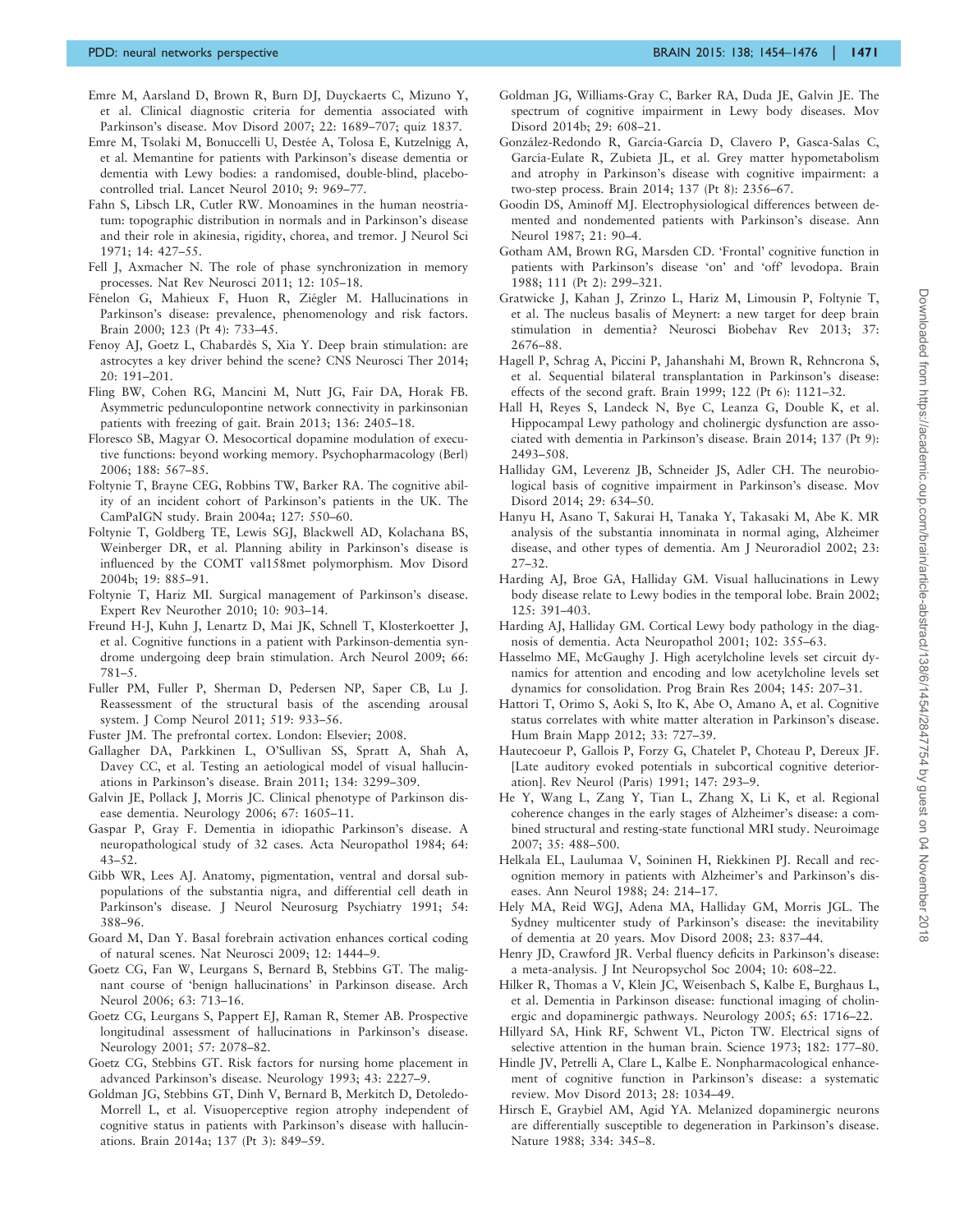Emre M, Aarsland D, Brown R, Burn DJ, Duyckaerts C, Mizuno Y, et al. Clinical diagnostic criteria for dementia associated with Parkinson's disease. Mov Disord 2007; 22: 1689–707; quiz 1837.

Emre M, Tsolaki M, Bonuccelli U, Destée A, Tolosa E, Kutzelnigg A, et al. Memantine for patients with Parkinson's disease dementia or dementia with Lewy bodies: a randomised, double-blind, placebo-controlled trial. Lancet Neurol 2010; 9: 969–77.

Fahn S, Libsch LR, Cutler RW. Monoamines in the human neostriatum: topographic distribution in normals and in Parkinson's disease and their role in akinesia, rigidity, chorea, and tremor. J Neurol Sci 1971; 14: 427–55.

Fell J, Axmacher N. The role of phase synchronization in memory processes. Nat Rev Neurosci 2011; 12: 105–18.

Fénelon G, Mahieux F, Huon R, Ziégler M. Hallucinations in Parkinson's disease: prevalence, phenomenology and risk factors. Brain 2000; 123 (Pt 4): 733–45.

Fenoy AJ, Goetz L, Chabardès S, Xia Y. Deep brain stimulation: are astrocytes a key driver behind the scene? CNS Neurosci Ther 2014; 20: 191–201.

Fling BW, Cohen RG, Mancini M, Nutt JG, Fair DA, Horak FB. Asymmetric pedunculopontine network connectivity in parkinsonian patients with freezing of gait. Brain 2013; 136: 2405–18.

Floresco SB, Magyar O. Mesocortical dopamine modulation of executive functions: beyond working memory. Psychopharmacology (Berl) 2006; 188: 567–85.

Foltynie T, Brayne CEG, Robbins TW, Barker RA. The cognitive ability of an incident cohort of Parkinson's patients in the UK. The CamPaIGN study. Brain 2004a; 127: 550–60.

Foltynie T, Goldberg TE, Lewis SGJ, Blackwell AD, Kolachana BS, Weinberger DR, et al. Planning ability in Parkinson's disease is influenced by the COMT val158met polymorphism. Mov Disord 2004b; 19: 885–91.

Foltynie T, Hariz MI. Surgical management of Parkinson's disease. Expert Rev Neurother 2010; 10: 903–14.

Freund H-J, Kuhn J, Lenartz D, Mai JK, Schnell T, Klosterkoetter J, et al. Cognitive functions in a patient with Parkinson-dementia syndrome undergoing deep brain stimulation. Arch Neurol 2009; 66: 781–5.

Fuller PM, Fuller P, Sherman D, Pedersen NP, Saper CB, Lu J. Reassessment of the structural basis of the ascending arousal system. J Comp Neurol 2011; 519: 933–56.

Fuster JM. The prefrontal cortex. London: Elsevier; 2008.

Gallagher DA, Parkkinen L, O'Sullivan SS, Spratt A, Shah A, Davey CC, et al. Testing an aetiological model of visual hallucinations in Parkinson's disease. Brain 2011; 134: 3299–309.

Galvin JE, Pollack J, Morris JC. Clinical phenotype of Parkinson disease dementia. Neurology 2006; 67: 1605–11.

Gaspar P, Gray F. Dementia in idiopathic Parkinson's disease. A neuropathological study of 32 cases. Acta Neuropathol 1984; 64: 43–52.

Gibb WR, Lees AJ. Anatomy, pigmentation, ventral and dorsal subpopulations of the substantia nigra, and differential cell death in Parkinson's disease. J Neurol Neurosurg Psychiatry 1991; 54: 388–96.

Goard M, Dan Y. Basal forebrain activation enhances cortical coding of natural scenes. Nat Neurosci 2009; 12: 1444–9.

Goetz CG, Fan W, Leurgans S, Bernard B, Stebbins GT. The malignant course of 'benign hallucinations' in Parkinson disease. Arch Neurol 2006; 63: 713–16.

Goetz CG, Leurgans S, Pappert EJ, Raman R, Stemer AB. Prospective longitudinal assessment of hallucinations in Parkinson's disease. Neurology 2001; 57: 2078–82.

Goetz CG, Stebbins GT. Risk factors for nursing home placement in advanced Parkinson's disease. Neurology 1993; 43: 2227–9.

Goldman JG, Stebbins GT, Dinh V, Bernard B, Merkitch D, Detoledo-Morrell L, et al. Visuoperceptive region atrophy independent of cognitive status in patients with Parkinson's disease with hallucinations. Brain 2014a; 137 (Pt 3): 849–59.

Goldman JG, Williams-Gray C, Barker RA, Duda JE, Galvin JE. The spectrum of cognitive impairment in Lewy body diseases. Mov Disord 2014b; 29: 608–21.

González-Redondo R, García-García D, Clavero P, Gasca-Salas C, García-Eulate R, Zubieta JL, et al. Grey matter hypometabolism and atrophy in Parkinson's disease with cognitive impairment: a two-step process. Brain 2014; 137 (Pt 8): 2356–67.

Goodin DS, Aminoff MJ. Electrophysiological differences between demented and nondemented patients with Parkinson's disease. Ann Neurol 1987; 21: 90–4.

Gotham AM, Brown RG, Marsden CD. 'Frontal' cognitive function in patients with Parkinson's disease 'on' and 'off' levodopa. Brain 1988; 111 (Pt 2): 299–321.

Gratwicke J, Kahan J, Zrinzo L, Hariz M, Limousin P, Foltynie T, et al. The nucleus basalis of Meynert: a new target for deep brain stimulation in dementia? Neurosci Biobehav Rev 2013; 37: 2676–88.

Hagell P, Schrag A, Piccini P, Jahanshahi M, Brown R, Rehncrona S, et al. Sequential bilateral transplantation in Parkinson's disease: effects of the second graft. Brain 1999; 122 (Pt 6): 1121–32.

Hall H, Reyes S, Landeck N, Bye C, Leanza G, Double K, et al. Hippocampal Lewy pathology and cholinergic dysfunction are associated with dementia in Parkinson's disease. Brain 2014; 137 (Pt 9): 2493–508.

Halliday GM, Leverenz JB, Schneider JS, Adler CH. The neurobiological basis of cognitive impairment in Parkinson's disease. Mov Disord 2014; 29: 634–50.

Hanyu H, Asano T, Sakurai H, Tanaka Y, Takasaki M, Abe K. MR analysis of the substantia innominata in normal aging, Alzheimer disease, and other types of dementia. Am J Neuroradiol 2002; 23: 27–32.

Harding AJ, Broe GA, Halliday GM. Visual hallucinations in Lewy body disease relate to Lewy bodies in the temporal lobe. Brain 2002; 125: 391–403.

Harding AJ, Halliday GM. Cortical Lewy body pathology in the diagnosis of dementia. Acta Neuropathol 2001; 102: 355–63.

Hasselmo ME, McGaughy J. High acetylcholine levels set circuit dynamics for attention and encoding and low acetylcholine levels set dynamics for consolidation. Prog Brain Res 2004; 145: 207–31.

Hattori T, Orimo S, Aoki S, Ito K, Abe O, Amano A, et al. Cognitive status correlates with white matter alteration in Parkinson's disease. Hum Brain Mapp 2012; 33: 727–39.

Hautecoeur P, Gallois P, Forzy G, Chatelet P, Choteau P, Dereux JF. [Late auditory evoked potentials in subcortical cognitive deterioration]. Rev Neurol (Paris) 1991; 147: 293–9.

He Y, Wang L, Zang Y, Tian L, Zhang X, Li K, et al. Regional coherence changes in the early stages of Alzheimer's disease: a combined structural and resting-state functional MRI study. Neuroimage 2007; 35: 488–500.

Helkala EL, Laulumaa V, Soininen H, Riekkinen PJ. Recall and recognition memory in patients with Alzheimer's and Parkinson's diseases. Ann Neurol 1988; 24: 214–17.

Hely MA, Reid WGJ, Adena MA, Halliday GM, Morris JGL. The Sydney multicenter study of Parkinson's disease: the inevitability of dementia at 20 years. Mov Disord 2008; 23: 837–44.

Henry JD, Crawford JR. Verbal fluency deficits in Parkinson's disease: a meta-analysis. J Int Neuropsychol Soc 2004; 10: 608–22.

Hilker R, Thomas a V, Klein JC, Weisenbach S, Kalbe E, Burghaus L, et al. Dementia in Parkinson disease: functional imaging of cholinergic and dopaminergic pathways. Neurology 2005; 65: 1716–22.

Hillyard SA, Hink RF, Schwent VL, Picton TW. Electrical signs of selective attention in the human brain. Science 1973; 182: 177–80.

Hindle JV, Petrelli A, Clare L, Kalbe E. Nonpharmacological enhancement of cognitive function in Parkinson's disease: a systematic review. Mov Disord 2013; 28: 1034–49.

Hirsch E, Graybiel AM, Agid YA. Melanized dopaminergic neurons are differentially susceptible to degeneration in Parkinson's disease. Nature 1988; 334: 345–8.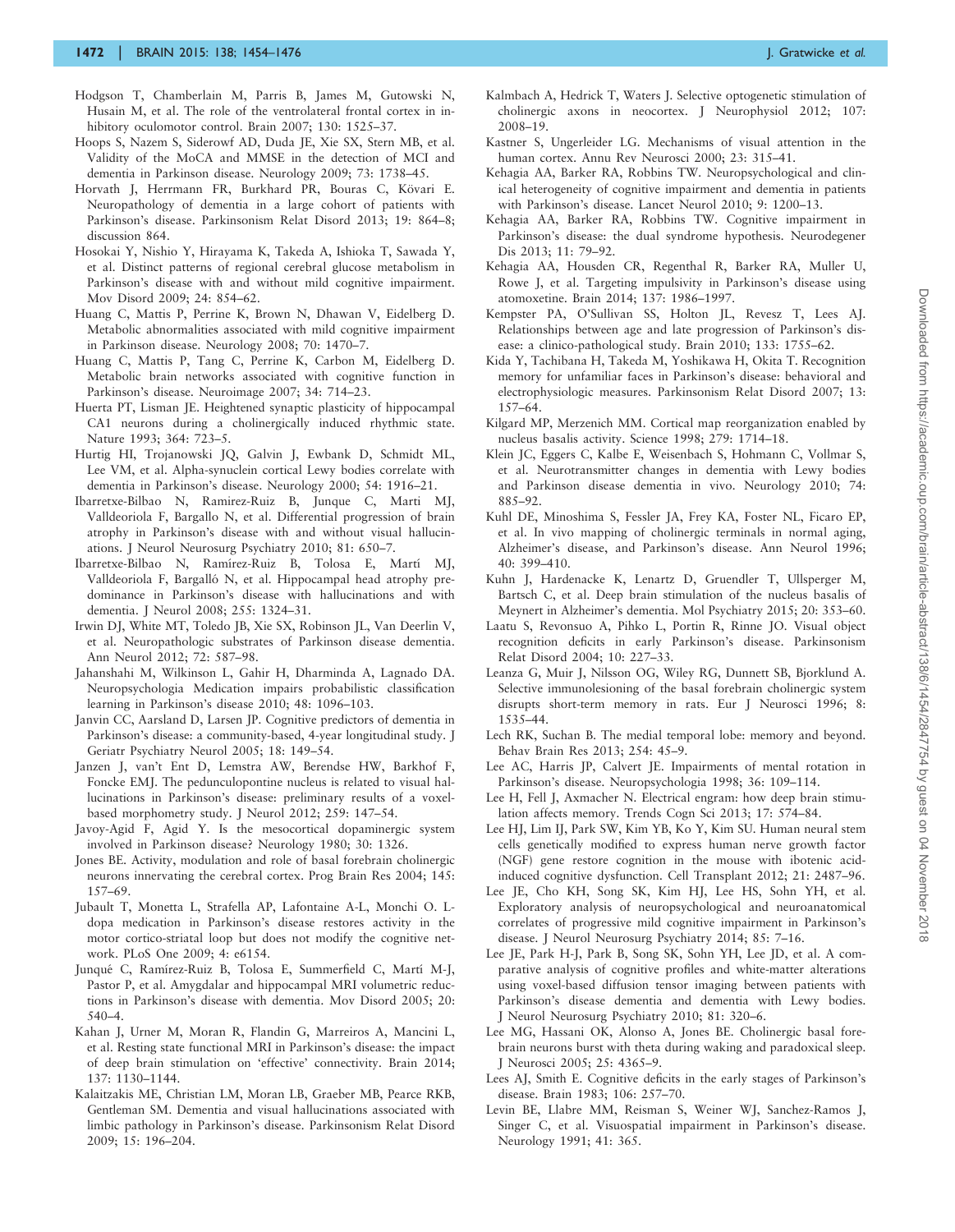Hodgson T, Chamberlain M, Parris B, James M, Gutowski N, Husain M, et al. The role of the ventrolateral frontal cortex in inhibitory oculomotor control. Brain 2007; 130: 1525–37.

Hoops S, Nazem S, Siderowf AD, Duda JE, Xie SX, Stern MB, et al. Validity of the MoCA and MMSE in the detection of MCI and dementia in Parkinson disease. Neurology 2009; 73: 1738–45.

Horvath J, Herrmann FR, Burkhard PR, Bouras C, Kövari E. Neuropathology of dementia in a large cohort of patients with Parkinson's disease. Parkinsonism Relat Disord 2013; 19: 864–8; discussion 864.

Hosokai Y, Nishio Y, Hirayama K, Takeda A, Ishioka T, Sawada Y, et al. Distinct patterns of regional cerebral glucose metabolism in Parkinson's disease with and without mild cognitive impairment. Mov Disord 2009; 24: 854–62.

Huang C, Mattis P, Perrine K, Brown N, Dhawan V, Eidelberg D. Metabolic abnormalities associated with mild cognitive impairment in Parkinson disease. Neurology 2008; 70: 1470–7.

Huang C, Mattis P, Tang C, Perrine K, Carbon M, Eidelberg D. Metabolic brain networks associated with cognitive function in Parkinson's disease. Neuroimage 2007; 34: 714–23.

Huerta PT, Lisman JE. Heightened synaptic plasticity of hippocampal CA1 neurons during a cholinergically induced rhythmic state. Nature 1993; 364: 723–5.

Hurtig HI, Trojanowski JQ, Galvin J, Ewbank D, Schmidt ML, Lee VM, et al. Alpha-synuclein cortical Lewy bodies correlate with dementia in Parkinson's disease. Neurology 2000; 54: 1916–21.

Ibarretxe-Bilbao N, Ramirez-Ruiz B, Junque C, Marti MJ, Valldeoriola F, Bargallo N, et al. Differential progression of brain atrophy in Parkinson's disease with and without visual hallucinations. J Neurol Neurosurg Psychiatry 2010; 81: 650–7.

Ibarretxe-Bilbao N, Ramírez-Ruiz B, Tolosa E, Martí MJ, Valldeoriola F, Bargalló N, et al. Hippocampal head atrophy predominance in Parkinson's disease with hallucinations and with dementia. J Neurol 2008; 255: 1324–31.

Irwin DJ, White MT, Toledo JB, Xie SX, Robinson JL, Van Deerlin V, et al. Neuropathologic substrates of Parkinson disease dementia. Ann Neurol 2012; 72: 587–98.

Jahanshahi M, Wilkinson L, Gahir H, Dharminda A, Lagnado DA. Neuropsychologia Medication impairs probabilistic classification learning in Parkinson's disease 2010; 48: 1096–103.

Janvin CC, Aarsland D, Larsen JP. Cognitive predictors of dementia in Parkinson's disease: a community-based, 4-year longitudinal study. J Geriatr Psychiatry Neurol 2005; 18: 149–54.

Janzen J, van't Ent D, Lemstra AW, Berendse HW, Barkhof F, Foncke EMJ. The pedunculopontine nucleus is related to visual hallucinations in Parkinson's disease: preliminary results of a voxel-based morphometry study. J Neurol 2012; 259: 147–54.

Javoy-Agid F, Agid Y. Is the mesocortical dopaminergic system involved in Parkinson disease? Neurology 1980; 30: 1326.

Jones BE. Activity, modulation and role of basal forebrain cholinergic neurons innervating the cerebral cortex. Prog Brain Res 2004; 145: 157–69.

Jubault T, Monetta L, Strafella AP, Lafontaine A-L, Monchi O. L-dopa medication in Parkinson's disease restores activity in the motor cortico-striatal loop but does not modify the cognitive network. PLoS One 2009; 4: e6154.

Junqué C, Ramírez-Ruiz B, Tolosa E, Summerfield C, Martí M-J, Pastor P, et al. Amygdalar and hippocampal MRI volumetric reductions in Parkinson's disease with dementia. Mov Disord 2005; 20: 540–4.

Kahan J, Urner M, Moran R, Flandin G, Marreiros A, Mancini L, et al. Resting state functional MRI in Parkinson's disease: the impact of deep brain stimulation on 'effective' connectivity. Brain 2014; 137: 1130–1144.

Kalaitzakis ME, Christian LM, Moran LB, Graeber MB, Pearce RKB, Gentleman SM. Dementia and visual hallucinations associated with limbic pathology in Parkinson's disease. Parkinsonism Relat Disord 2009; 15: 196–204.

Kalmbach A, Hedrick T, Waters J. Selective optogenetic stimulation of cholinergic axons in neocortex. J Neurophysiol 2012; 107: 2008–19.

Kastner S, Ungerleider LG. Mechanisms of visual attention in the human cortex. Annu Rev Neurosci 2000; 23: 315–41.

Kehagia AA, Barker RA, Robbins TW. Neuropsychological and clinical heterogeneity of cognitive impairment and dementia in patients with Parkinson's disease. Lancet Neurol 2010; 9: 1200–13.

Kehagia AA, Barker RA, Robbins TW. Cognitive impairment in Parkinson's disease: the dual syndrome hypothesis. Neurodegener Dis 2013; 11: 79–92.

Kehagia AA, Housden CR, Regenthal R, Barker RA, Muller U, Rowe J, et al. Targeting impulsivity in Parkinson's disease using atomoxetine. Brain 2014; 137: 1986–1997.

Kempster PA, O'Sullivan SS, Holton JL, Revesz T, Lees AJ. Relationships between age and late progression of Parkinson's disease: a clinico-pathological study. Brain 2010; 133: 1755–62.

Kida Y, Tachibana H, Takeda M, Yoshikawa H, Okita T. Recognition memory for unfamiliar faces in Parkinson's disease: behavioral and electrophysiologic measures. Parkinsonism Relat Disord 2007; 13: 157–64.

Kilgard MP, Merzenich MM. Cortical map reorganization enabled by nucleus basalis activity. Science 1998; 279: 1714–18.

Klein JC, Eggers C, Kalbe E, Weisenbach S, Hohmann C, Vollmar S, et al. Neurotransmitter changes in dementia with Lewy bodies and Parkinson disease dementia in vivo. Neurology 2010; 74: 885–92.

Kuhl DE, Minoshima S, Fessler JA, Frey KA, Foster NL, Ficaro EP, et al. In vivo mapping of cholinergic terminals in normal aging, Alzheimer's disease, and Parkinson's disease. Ann Neurol 1996; 40: 399–410.

Kuhn J, Hardenacke K, Lenartz D, Gruendler T, Ullsperger M, Bartsch C, et al. Deep brain stimulation of the nucleus basalis of Meynert in Alzheimer's dementia. Mol Psychiatry 2015; 20: 353–60.

Laatu S, Revonsuo A, Pihko L, Portin R, Rinne JO. Visual object recognition deficits in early Parkinson's disease. Parkinsonism Relat Disord 2004; 10: 227–33.

Leanza G, Muir J, Nilsson OG, Wiley RG, Dunnett SB, Bjorklund A. Selective immunolesioning of the basal forebrain cholinergic system disrupts short-term memory in rats. Eur J Neurosci 1996; 8: 1535–44.

Lech RK, Suchan B. The medial temporal lobe: memory and beyond. Behav Brain Res 2013; 254: 45–9.

Lee AC, Harris JP, Calvert JE. Impairments of mental rotation in Parkinson's disease. Neuropsychologia 1998; 36: 109–114.

Lee H, Fell J, Axmacher N. Electrical engram: how deep brain stimulation affects memory. Trends Cogn Sci 2013; 17: 574–84.

Lee HJ, Lim IJ, Park SW, Kim YB, Ko Y, Kim SU. Human neural stem cells genetically modified to express human nerve growth factor (NGF) gene restore cognition in the mouse with ibotenic acid-induced cognitive dysfunction. Cell Transplant 2012; 21: 2487–96.

Lee JE, Cho KH, Song SK, Kim HJ, Lee HS, Sohn YH, et al. Exploratory analysis of neuropsychological and neuroanatomical correlates of progressive mild cognitive impairment in Parkinson's disease. J Neurol Neurosurg Psychiatry 2014; 85: 7–16.

Lee JE, Park H-J, Park B, Song SK, Sohn YH, Lee JD, et al. A comparative analysis of cognitive profiles and white-matter alterations using voxel-based diffusion tensor imaging between patients with Parkinson's disease dementia and dementia with Lewy bodies. J Neurol Neurosurg Psychiatry 2010; 81: 320–6.

Lee MG, Hassani OK, Alonso A, Jones BE. Cholinergic basal forebrain neurons burst with theta during waking and paradoxical sleep. J Neurosci 2005; 25: 4365–9.

Lees AJ, Smith E. Cognitive deficits in the early stages of Parkinson's disease. Brain 1983; 106: 257–70.

Levin BE, Llabre MM, Reisman S, Weiner WJ, Sanchez-Ramos J, Singer C, et al. Visuospatial impairment in Parkinson's disease. Neurology 1991; 41: 365.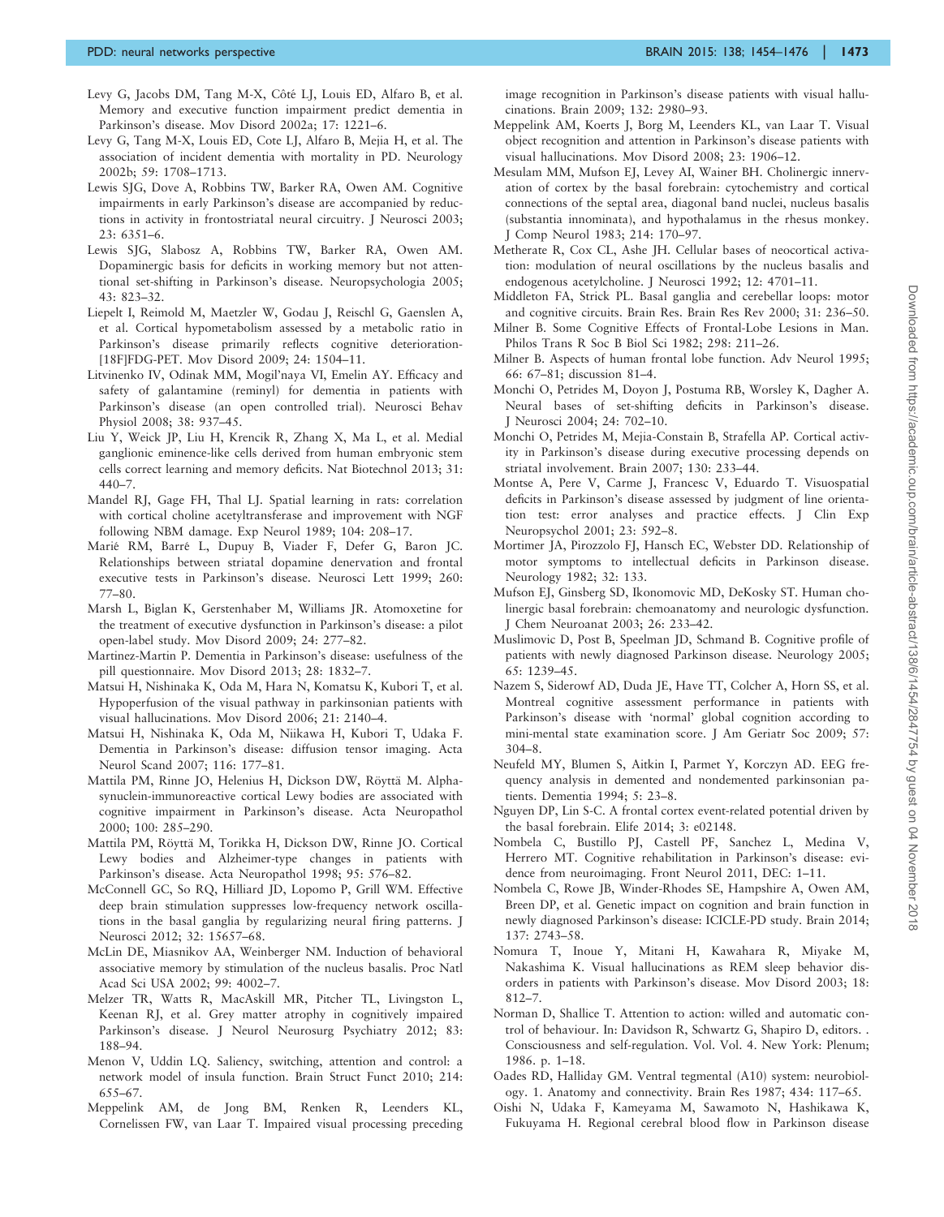Levy G, Jacobs DM, Tang M-X, Côté LJ, Louis ED, Alfaro B, et al. Memory and executive function impairment predict dementia in Parkinson's disease. Mov Disord 2002a; 17: 1221–6.

Levy G, Tang M-X, Louis ED, Cote LJ, Alfaro B, Mejia H, et al. The association of incident dementia with mortality in PD. Neurology 2002b; 59: 1708–1713.

Lewis SJG, Dove A, Robbins TW, Barker RA, Owen AM. Cognitive impairments in early Parkinson's disease are accompanied by reductions in activity in frontostriatal neural circuitry. J Neurosci 2003; 23: 6351–6.

Lewis SJG, Slabosz A, Robbins TW, Barker RA, Owen AM. Dopaminergic basis for deficits in working memory but not attentional set-shifting in Parkinson's disease. Neuropsychologia 2005; 43: 823–32.

Liepelt I, Reimold M, Maetzler W, Godau J, Reischl G, Gaenslen A, et al. Cortical hypometabolism assessed by a metabolic ratio in Parkinson's disease primarily reflects cognitive deterioration-[18F]FDG-PET. Mov Disord 2009; 24: 1504–11.

Litvinenko IV, Odinak MM, Mogil'naya VI, Emelin AY. Efficacy and safety of galantamine (reminyl) for dementia in patients with Parkinson's disease (an open controlled trial). Neurosci Behav Physiol 2008; 38: 937–45.

Liu Y, Weick JP, Liu H, Krencik R, Zhang X, Ma L, et al. Medial ganglionic eminence-like cells derived from human embryonic stem cells correct learning and memory deficits. Nat Biotechnol 2013; 31: 440–7.

Mandel RJ, Gage FH, Thal LJ. Spatial learning in rats: correlation with cortical choline acetyltransferase and improvement with NGF following NBM damage. Exp Neurol 1989; 104: 208–17.

Marié RM, Barré L, Dupuy B, Viader F, Defer G, Baron JC. Relationships between striatal dopamine denervation and frontal executive tests in Parkinson's disease. Neurosci Lett 1999; 260: 77–80.

Marsh L, Biglan K, Gerstenhaber M, Williams JR. Atomoxetine for the treatment of executive dysfunction in Parkinson's disease: a pilot open-label study. Mov Disord 2009; 24: 277–82.

Martinez-Martin P. Dementia in Parkinson's disease: usefulness of the pill questionnaire. Mov Disord 2013; 28: 1832–7.

Matsui H, Nishinaka K, Oda M, Hara N, Komatsu K, Kubori T, et al. Hypoperfusion of the visual pathway in parkinsonian patients with visual hallucinations. Mov Disord 2006; 21: 2140–4.

Matsui H, Nishinaka K, Oda M, Niikawa H, Kubori T, Udaka F. Dementia in Parkinson's disease: diffusion tensor imaging. Acta Neurol Scand 2007; 116: 177–81.

Mattila PM, Rinne JO, Helenius H, Dickson DW, Röyttä M. Alpha-synuclein-immunoreactive cortical Lewy bodies are associated with cognitive impairment in Parkinson's disease. Acta Neuropathol 2000; 100: 285–290.

Mattila PM, Röyttä M, Torikka H, Dickson DW, Rinne JO. Cortical Lewy bodies and Alzheimer-type changes in patients with Parkinson's disease. Acta Neuropathol 1998; 95: 576–82.

McConnell GC, So RQ, Hilliard JD, Lopomo P, Grill WM. Effective deep brain stimulation suppresses low-frequency network oscillations in the basal ganglia by regularizing neural firing patterns. J Neurosci 2012; 32: 15657–68.

McLin DE, Miasnikov AA, Weinberger NM. Induction of behavioral associative memory by stimulation of the nucleus basalis. Proc Natl Acad Sci USA 2002; 99: 4002–7.

Melzer TR, Watts R, MacAskill MR, Pitcher TL, Livingston L, Keenan RJ, et al. Grey matter atrophy in cognitively impaired Parkinson's disease. J Neurol Neurosurg Psychiatry 2012; 83: 188–94.

Menon V, Uddin LQ. Saliency, switching, attention and control: a network model of insula function. Brain Struct Funct 2010; 214: 655–67.

Meppelink AM, de Jong BM, Renken R, Leenders KL, Cornelissen FW, van Laar T. Impaired visual processing preceding image recognition in Parkinson's disease patients with visual hallucinations. Brain 2009; 132: 2980–93.

Meppelink AM, Koerts J, Borg M, Leenders KL, van Laar T. Visual object recognition and attention in Parkinson's disease patients with visual hallucinations. Mov Disord 2008; 23: 1906–12.

Mesulam MM, Mufson EJ, Levey AI, Wainer BH. Cholinergic innervation of cortex by the basal forebrain: cytochemistry and cortical connections of the septal area, diagonal band nuclei, nucleus basalis (substantia innominata), and hypothalamus in the rhesus monkey. J Comp Neurol 1983; 214: 170–97.

Metherate R, Cox CL, Ashe JH. Cellular bases of neocortical activation: modulation of neural oscillations by the nucleus basalis and endogenous acetylcholine. J Neurosci 1992; 12: 4701–11.

Middleton FA, Strick PL. Basal ganglia and cerebellar loops: motor and cognitive circuits. Brain Res. Brain Res Rev 2000; 31: 236–50.

Milner B. Some Cognitive Effects of Frontal-Lobe Lesions in Man. Philos Trans R Soc B Biol Sci 1982; 298: 211–26.

Milner B. Aspects of human frontal lobe function. Adv Neurol 1995; 66: 67–81; discussion 81–4.

Monchi O, Petrides M, Doyon J, Postuma RB, Worsley K, Dagher A. Neural bases of set-shifting deficits in Parkinson's disease. J Neurosci 2004; 24: 702–10.

Monchi O, Petrides M, Mejia-Constain B, Strafella AP. Cortical activity in Parkinson's disease during executive processing depends on striatal involvement. Brain 2007; 130: 233–44.

Montse A, Pere V, Carme J, Francesc V, Eduardo T. Visuospatial deficits in Parkinson's disease assessed by judgment of line orientation test: error analyses and practice effects. J Clin Exp Neuropsychol 2001; 23: 592–8.

Mortimer JA, Pirozzolo FJ, Hansch EC, Webster DD. Relationship of motor symptoms to intellectual deficits in Parkinson disease. Neurology 1982; 32: 133.

Mufson EJ, Ginsberg SD, Ikonomovic MD, DeKosky ST. Human cholinergic basal forebrain: chemoanatomy and neurologic dysfunction. J Chem Neuroanat 2003; 26: 233–42.

Muslimovic D, Post B, Speelman JD, Schmand B. Cognitive profile of patients with newly diagnosed Parkinson disease. Neurology 2005; 65: 1239–45.

Nazem S, Siderowf AD, Duda JE, Have TT, Colcher A, Horn SS, et al. Montreal cognitive assessment performance in patients with Parkinson's disease with 'normal' global cognition according to mini-mental state examination score. J Am Geriatr Soc 2009; 57: 304–8.

Neufeld MY, Blumen S, Aitkin I, Parmet Y, Korczyn AD. EEG frequency analysis in demented and nondemented parkinsonian patients. Dementia 1994; 5: 23–8.

Nguyen DP, Lin S-C. A frontal cortex event-related potential driven by the basal forebrain. Elife 2014; 3: e02148.

Nombela C, Bustillo PJ, Castell PF, Sanchez L, Medina V, Herrero MT. Cognitive rehabilitation in Parkinson's disease: evidence from neuroimaging. Front Neurol 2011, DEC: 1–11.

Nombela C, Rowe JB, Winder-Rhodes SE, Hampshire A, Owen AM, Breen DP, et al. Genetic impact on cognition and brain function in newly diagnosed Parkinson's disease: ICICLE-PD study. Brain 2014; 137: 2743–58.

Nomura T, Inoue Y, Mitani H, Kawahara R, Miyake M, Nakashima K. Visual hallucinations as REM sleep behavior disorders in patients with Parkinson's disease. Mov Disord 2003; 18: 812–7.

Norman D, Shallice T. Attention to action: willed and automatic control of behaviour. In: Davidson R, Schwartz G, Shapiro D, editors. . Consciousness and self-regulation. Vol. Vol. 4. New York: Plenum; 1986. p. 1–18.

Oades RD, Halliday GM. Ventral tegmental (A10) system: neurobiology. 1. Anatomy and connectivity. Brain Res 1987; 434: 117–65.

Oishi N, Udaka F, Kameyama M, Sawamoto N, Hashikawa K, Fukuyama H. Regional cerebral blood flow in Parkinson disease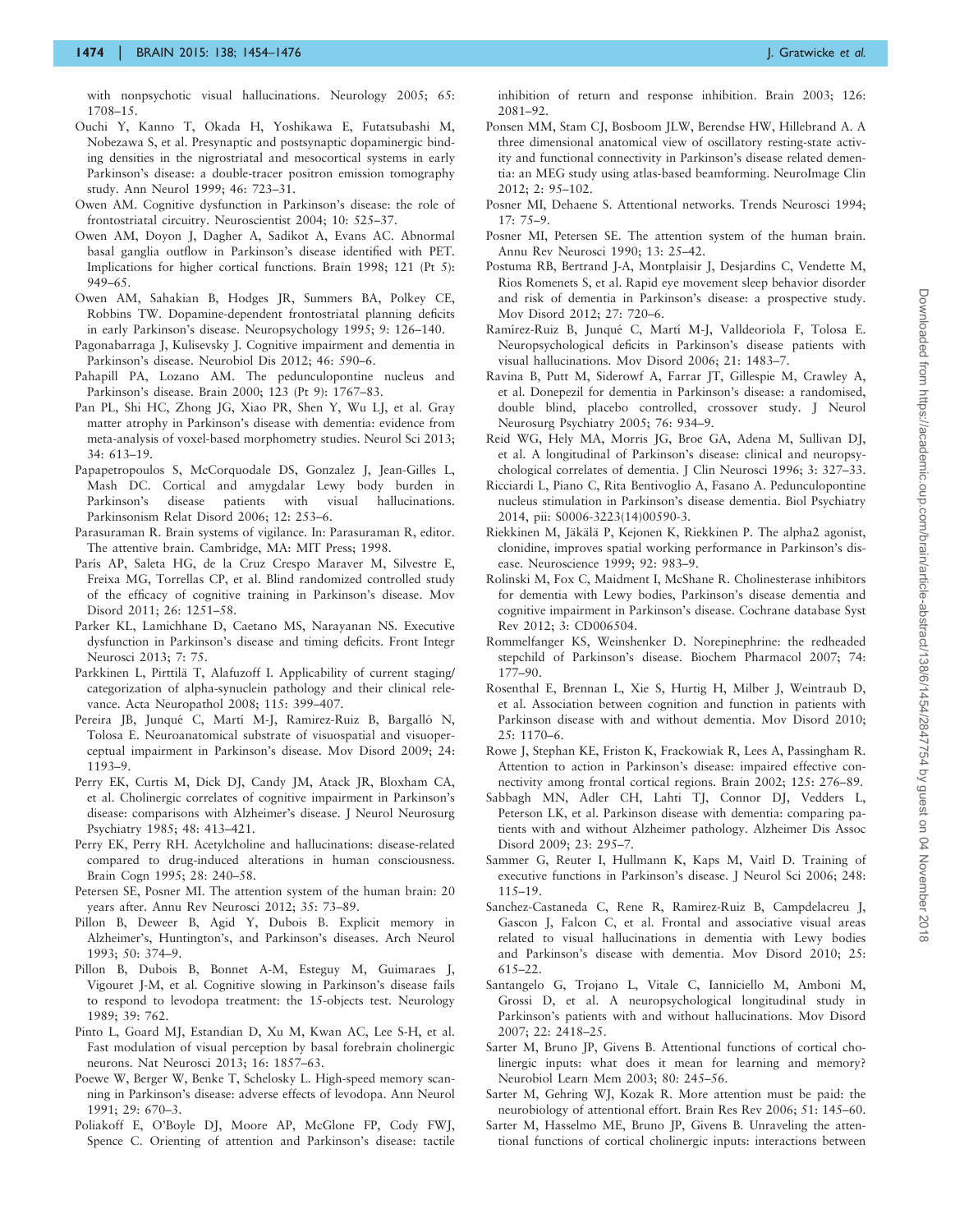with nonpsychotic visual hallucinations. Neurology 2005; 65: 1708–15.

Ouchi Y, Kanno T, Okada H, Yoshikawa E, Futatsubashi M, Nobezawa S, et al. Presynaptic and postsynaptic dopaminergic binding densities in the nigrostriatal and mesocortical systems in early Parkinson's disease: a double-tracer positron emission tomography study. Ann Neurol 1999; 46: 723–31.

Owen AM. Cognitive dysfunction in Parkinson's disease: the role of frontostriatal circuitry. Neuroscientist 2004; 10: 525–37.

Owen AM, Doyon J, Dagher A, Sadikot A, Evans AC. Abnormal basal ganglia outflow in Parkinson's disease identified with PET. Implications for higher cortical functions. Brain 1998; 121 (Pt 5): 949–65.

Owen AM, Sahakian B, Hodges JR, Summers BA, Polkey CE, Robbins TW. Dopamine-dependent frontostriatal planning deficits in early Parkinson's disease. Neuropsychology 1995; 9: 126–140.

Pagonabarraga J, Kulisevsky J. Cognitive impairment and dementia in Parkinson's disease. Neurobiol Dis 2012; 46: 590–6.

Pahapill PA, Lozano AM. The pedunculopontine nucleus and Parkinson's disease. Brain 2000; 123 (Pt 9): 1767–83.

Pan PL, Shi HC, Zhong JG, Xiao PR, Shen Y, Wu LJ, et al. Gray matter atrophy in Parkinson's disease with dementia: evidence from meta-analysis of voxel-based morphometry studies. Neurol Sci 2013; 34: 613–19.

Papapetropoulos S, McCorquodale DS, Gonzalez J, Jean-Gilles L, Mash DC. Cortical and amygdalar Lewy body burden in Parkinson's disease patients with visual hallucinations. Parkinsonism Relat Disord 2006; 12: 253–6.

Parasuraman R. Brain systems of vigilance. In: Parasuraman R, editor. The attentive brain. Cambridge, MA: MIT Press; 1998.

París AP, Saleta HG, de la Cruz Crespo Maraver M, Silvestre E, Freixa MG, Torrellas CP, et al. Blind randomized controlled study of the efficacy of cognitive training in Parkinson's disease. Mov Disord 2011; 26: 1251–58.

Parker KL, Lamichhane D, Caetano MS, Narayanan NS. Executive dysfunction in Parkinson's disease and timing deficits. Front Integr Neurosci 2013; 7: 75.

Parkkinen L, Pirttilä T, Alafuzoff I. Applicability of current staging/categorization of alpha-synuclein pathology and their clinical relevance. Acta Neuropathol 2008; 115: 399–407.

Pereira JB, Junqué C, Martí M-J, Ramirez-Ruiz B, Bargalló N, Tolosa E. Neuroanatomical substrate of visuospatial and visuoperceptual impairment in Parkinson's disease. Mov Disord 2009; 24: 1193–9.

Perry EK, Curtis M, Dick DJ, Candy JM, Atack JR, Bloxham CA, et al. Cholinergic correlates of cognitive impairment in Parkinson's disease: comparisons with Alzheimer's disease. J Neurol Neurosurg Psychiatry 1985; 48: 413–421.

Perry EK, Perry RH. Acetylcholine and hallucinations: disease-related compared to drug-induced alterations in human consciousness. Brain Cogn 1995; 28: 240–58.

Petersen SE, Posner MI. The attention system of the human brain: 20 years after. Annu Rev Neurosci 2012; 35: 73–89.

Pillon B, Deweer B, Agid Y, Dubois B. Explicit memory in Alzheimer's, Huntington's, and Parkinson's diseases. Arch Neurol 1993; 50: 374–9.

Pillon B, Dubois B, Bonnet A-M, Esteguy M, Guimaraes J, Vigouret J-M, et al. Cognitive slowing in Parkinson's disease fails to respond to levodopa treatment: the 15-objects test. Neurology 1989; 39: 762.

Pinto L, Goard MJ, Estandian D, Xu M, Kwan AC, Lee S-H, et al. Fast modulation of visual perception by basal forebrain cholinergic neurons. Nat Neurosci 2013; 16: 1857–63.

Poewe W, Berger W, Benke T, Schelosky L. High-speed memory scanning in Parkinson's disease: adverse effects of levodopa. Ann Neurol 1991; 29: 670–3.

Poliakoff E, O'Boyle DJ, Moore AP, McGlone FP, Cody FWJ, Spence C. Orienting of attention and Parkinson's disease: tactile inhibition of return and response inhibition. Brain 2003; 126: 2081–92.

Ponsen MM, Stam CJ, Bosboom JLW, Berendse HW, Hillebrand A. A three dimensional anatomical view of oscillatory resting-state activity and functional connectivity in Parkinson's disease related dementia: an MEG study using atlas-based beamforming. NeuroImage Clin 2012; 2: 95–102.

Posner MI, Dehaene S. Attentional networks. Trends Neurosci 1994; 17: 75–9.

Posner MI, Petersen SE. The attention system of the human brain. Annu Rev Neurosci 1990; 13: 25–42.

Postuma RB, Bertrand J-A, Montplaisir J, Desjardins C, Vendette M, Rios Romenets S, et al. Rapid eye movement sleep behavior disorder and risk of dementia in Parkinson's disease: a prospective study. Mov Disord 2012; 27: 720–6.

Ramírez-Ruiz B, Junqué C, Martí M-J, Valldeoriola F, Tolosa E. Neuropsychological deficits in Parkinson's disease patients with visual hallucinations. Mov Disord 2006; 21: 1483–7.

Ravina B, Putt M, Siderowf A, Farrar JT, Gillespie M, Crawley A, et al. Donepezil for dementia in Parkinson's disease: a randomised, double blind, placebo controlled, crossover study. J Neurol Neurosurg Psychiatry 2005; 76: 934–9.

Reid WG, Hely MA, Morris JG, Broe GA, Adena M, Sullivan DJ, et al. A longitudinal of Parkinson's disease: clinical and neuropsychological correlates of dementia. J Clin Neurosci 1996; 3: 327–33.

Ricciardi L, Piano C, Rita Bentivoglio A, Fasano A. Pedunculopontine nucleus stimulation in Parkinson's disease dementia. Biol Psychiatry 2014, pii: S0006-3223(14)00590-3.

Riekkinen M, Jäkälä P, Kejonen K, Riekkinen P. The alpha2 agonist, clonidine, improves spatial working performance in Parkinson's disease. Neuroscience 1999; 92: 983–9.

Rolinski M, Fox C, Maidment I, McShane R. Cholinesterase inhibitors for dementia with Lewy bodies, Parkinson's disease dementia and cognitive impairment in Parkinson's disease. Cochrane database Syst Rev 2012; 3: CD006504.

Rommelfanger KS, Weinshenker D. Norepinephrine: the redheaded stepchild of Parkinson's disease. Biochem Pharmacol 2007; 74: 177–90.

Rosenthal E, Brennan L, Xie S, Hurtig H, Milber J, Weintraub D, et al. Association between cognition and function in patients with Parkinson disease with and without dementia. Mov Disord 2010; 25: 1170–6.

Rowe J, Stephan KE, Friston K, Frackowiak R, Lees A, Passingham R. Attention to action in Parkinson's disease: impaired effective connectivity among frontal cortical regions. Brain 2002; 125: 276–89.

Sabbagh MN, Adler CH, Lahti TJ, Connor DJ, Vedders L, Peterson LK, et al. Parkinson disease with dementia: comparing patients with and without Alzheimer pathology. Alzheimer Dis Assoc Disord 2009; 23: 295–7.

Sammer G, Reuter I, Hullmann K, Kaps M, Vaitl D. Training of executive functions in Parkinson's disease. J Neurol Sci 2006; 248: 115–19.

Sanchez-Castaneda C, Rene R, Ramirez-Ruiz B, Campdelacreu J, Gascon J, Falcon C, et al. Frontal and associative visual areas related to visual hallucinations in dementia with Lewy bodies and Parkinson's disease with dementia. Mov Disord 2010; 25: 615–22.

Santangelo G, Trojano L, Vitale C, Ianniciello M, Amboni M, Grossi D, et al. A neuropsychological longitudinal study in Parkinson's patients with and without hallucinations. Mov Disord 2007; 22: 2418–25.

Sarter M, Bruno JP, Givens B. Attentional functions of cortical cholinergic inputs: what does it mean for learning and memory? Neurobiol Learn Mem 2003; 80: 245–56.

Sarter M, Gehring WJ, Kozak R. More attention must be paid: the neurobiology of attentional effort. Brain Res Rev 2006; 51: 145–60.

Sarter M, Hasselmo ME, Bruno JP, Givens B. Unraveling the attentional functions of cortical cholinergic inputs: interactions between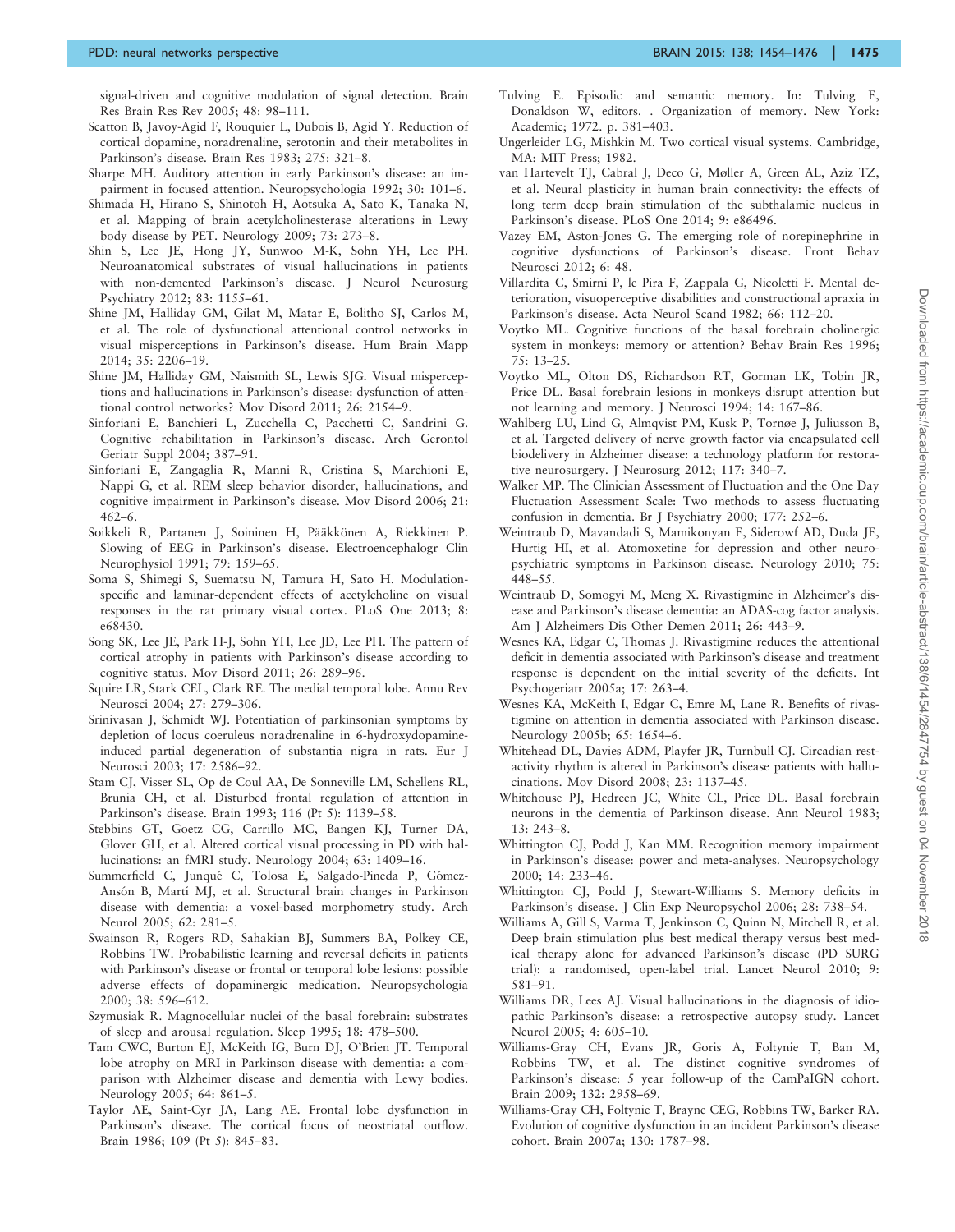signal-driven and cognitive modulation of signal detection. Brain Res Brain Res Rev 2005; 48: 98–111.

Scatton B, Javoy-Agid F, Rouquier L, Dubois B, Agid Y. Reduction of cortical dopamine, noradrenaline, serotonin and their metabolites in Parkinson's disease. Brain Res 1983; 275: 321–8.

Sharpe MH. Auditory attention in early Parkinson's disease: an impairment in focused attention. Neuropsychologia 1992; 30: 101–6.

Shimada H, Hirano S, Shinotoh H, Aotsuka A, Sato K, Tanaka N, et al. Mapping of brain acetylcholinesterase alterations in Lewy body disease by PET. Neurology 2009; 73: 273–8.

Shin S, Lee JE, Hong JY, Sunwoo M-K, Sohn YH, Lee PH. Neuroanatomical substrates of visual hallucinations in patients with non-demented Parkinson's disease. J Neurol Neurosurg Psychiatry 2012; 83: 1155–61.

Shine JM, Halliday GM, Gilat M, Matar E, Bolitho SJ, Carlos M, et al. The role of dysfunctional attentional control networks in visual misperceptions in Parkinson's disease. Hum Brain Mapp 2014; 35: 2206–19.

Shine JM, Halliday GM, Naismith SL, Lewis SJG. Visual misperceptions and hallucinations in Parkinson's disease: dysfunction of attentional control networks? Mov Disord 2011; 26: 2154–9.

Sinforiani E, Banchieri L, Zucchella C, Pacchetti C, Sandrini G. Cognitive rehabilitation in Parkinson's disease. Arch Gerontol Geriatr Suppl 2004; 387–91.

Sinforiani E, Zangaglia R, Manni R, Cristina S, Marchioni E, Nappi G, et al. REM sleep behavior disorder, hallucinations, and cognitive impairment in Parkinson's disease. Mov Disord 2006; 21: 462–6.

Soikkeli R, Partanen J, Soininen H, Pääkkönen A, Riekkinen P. Slowing of EEG in Parkinson's disease. Electroencephalogr Clin Neurophysiol 1991; 79: 159–65.

Soma S, Shimegi S, Suematsu N, Tamura H, Sato H. Modulation-specific and laminar-dependent effects of acetylcholine on visual responses in the rat primary visual cortex. PLoS One 2013; 8: e68430.

Song SK, Lee JE, Park H-J, Sohn YH, Lee JD, Lee PH. The pattern of cortical atrophy in patients with Parkinson's disease according to cognitive status. Mov Disord 2011; 26: 289–96.

Squire LR, Stark CEL, Clark RE. The medial temporal lobe. Annu Rev Neurosci 2004; 27: 279–306.

Srinivasan J, Schmidt WJ. Potentiation of parkinsonian symptoms by depletion of locus coeruleus noradrenaline in 6-hydroxydopamine-induced partial degeneration of substantia nigra in rats. Eur J Neurosci 2003; 17: 2586–92.

Stam CJ, Visser SL, Op de Coul AA, De Sonneville LM, Schellens RL, Brunia CH, et al. Disturbed frontal regulation of attention in Parkinson's disease. Brain 1993; 116 (Pt 5): 1139–58.

Stebbins GT, Goetz CG, Carrillo MC, Bangen KJ, Turner DA, Glover GH, et al. Altered cortical visual processing in PD with hallucinations: an fMRI study. Neurology 2004; 63: 1409–16.

Summerfield C, Junqué C, Tolosa E, Salgado-Pineda P, Gómez-Ansón B, Martí MJ, et al. Structural brain changes in Parkinson disease with dementia: a voxel-based morphometry study. Arch Neurol 2005; 62: 281–5.

Swainson R, Rogers RD, Sahakian BJ, Summers BA, Polkey CE, Robbins TW. Probabilistic learning and reversal deficits in patients with Parkinson's disease or frontal or temporal lobe lesions: possible adverse effects of dopaminergic medication. Neuropsychologia 2000; 38: 596–612.

Szymusiak R. Magnocellular nuclei of the basal forebrain: substrates of sleep and arousal regulation. Sleep 1995; 18: 478–500.

Tam CWC, Burton EJ, McKeith IG, Burn DJ, O'Brien JT. Temporal lobe atrophy on MRI in Parkinson disease with dementia: a comparison with Alzheimer disease and dementia with Lewy bodies. Neurology 2005; 64: 861–5.

Taylor AE, Saint-Cyr JA, Lang AE. Frontal lobe dysfunction in Parkinson's disease. The cortical focus of neostriatal outflow. Brain 1986; 109 (Pt 5): 845–83.

Tulving E. Episodic and semantic memory. In: Tulving E, Donaldson W, editors. . Organization of memory. New York: Academic; 1972. p. 381–403.

Ungerleider LG, Mishkin M. Two cortical visual systems. Cambridge, MA: MIT Press; 1982.

van Hartevelt TJ, Cabral J, Deco G, Møller A, Green AL, Aziz TZ, et al. Neural plasticity in human brain connectivity: the effects of long term deep brain stimulation of the subthalamic nucleus in Parkinson's disease. PLoS One 2014; 9: e86496.

Vazey EM, Aston-Jones G. The emerging role of norepinephrine in cognitive dysfunctions of Parkinson's disease. Front Behav Neurosci 2012; 6: 48.

Villardita C, Smirni P, le Pira F, Zappala G, Nicoletti F. Mental deterioration, visuoperceptive disabilities and constructional apraxia in Parkinson's disease. Acta Neurol Scand 1982; 66: 112–20.

Voytko ML. Cognitive functions of the basal forebrain cholinergic system in monkeys: memory or attention? Behav Brain Res 1996; 75: 13–25.

Voytko ML, Olton DS, Richardson RT, Gorman LK, Tobin JR, Price DL. Basal forebrain lesions in monkeys disrupt attention but not learning and memory. J Neurosci 1994; 14: 167–86.

Wahlberg LU, Lind G, Almqvist PM, Kusk P, Tornøe J, Juliusson B, et al. Targeted delivery of nerve growth factor via encapsulated cell biodelivery in Alzheimer disease: a technology platform for restorative neurosurgery. J Neurosurg 2012; 117: 340–7.

Walker MP. The Clinician Assessment of Fluctuation and the One Day Fluctuation Assessment Scale: Two methods to assess fluctuating confusion in dementia. Br J Psychiatry 2000; 177: 252–6.

Weintraub D, Mavandadi S, Mamikonyan E, Siderowf AD, Duda JE, Hurtig HI, et al. Atomoxetine for depression and other neuropsychiatric symptoms in Parkinson disease. Neurology 2010; 75: 448–55.

Weintraub D, Somogyi M, Meng X. Rivastigmine in Alzheimer's disease and Parkinson's disease dementia: an ADAS-cog factor analysis. Am J Alzheimers Dis Other Demen 2011; 26: 443–9.

Wesnes KA, Edgar C, Thomas J. Rivastigmine reduces the attentional deficit in dementia associated with Parkinson's disease and treatment response is dependent on the initial severity of the deficits. Int Psychogeriatr 2005a; 17: 263–4.

Wesnes KA, McKeith I, Edgar C, Emre M, Lane R. Benefits of rivastigmine on attention in dementia associated with Parkinson disease. Neurology 2005b; 65: 1654–6.

Whitehead DL, Davies ADM, Playfer JR, Turnbull CJ. Circadian rest-activity rhythm is altered in Parkinson's disease patients with hallucinations. Mov Disord 2008; 23: 1137–45.

Whitehouse PJ, Hedreen JC, White CL, Price DL. Basal forebrain neurons in the dementia of Parkinson disease. Ann Neurol 1983; 13: 243–8.

Whittington CJ, Podd J, Kan MM. Recognition memory impairment in Parkinson's disease: power and meta-analyses. Neuropsychology 2000; 14: 233–46.

Whittington CJ, Podd J, Stewart-Williams S. Memory deficits in Parkinson's disease. J Clin Exp Neuropsychol 2006; 28: 738–54.

Williams A, Gill S, Varma T, Jenkinson C, Quinn N, Mitchell R, et al. Deep brain stimulation plus best medical therapy versus best medical therapy alone for advanced Parkinson's disease (PD SURG trial): a randomised, open-label trial. Lancet Neurol 2010; 9: 581–91.

Williams DR, Lees AJ. Visual hallucinations in the diagnosis of idiopathic Parkinson's disease: a retrospective autopsy study. Lancet Neurol 2005; 4: 605–10.

Williams-Gray CH, Evans JR, Goris A, Foltynie T, Ban M, Robbins TW, et al. The distinct cognitive syndromes of Parkinson's disease: 5 year follow-up of the CamPaIGN cohort. Brain 2009; 132: 2958–69.

Williams-Gray CH, Foltynie T, Brayne CEG, Robbins TW, Barker RA. Evolution of cognitive dysfunction in an incident Parkinson's disease cohort. Brain 2007a; 130: 1787–98.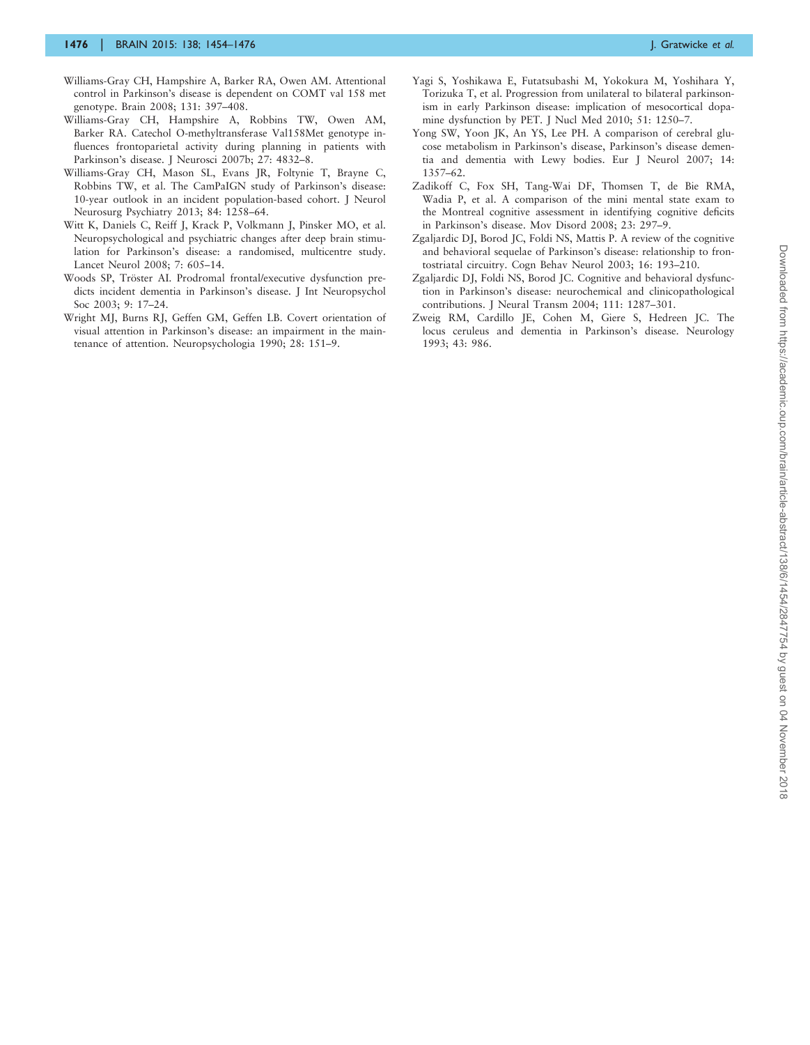Williams-Gray CH, Hampshire A, Barker RA, Owen AM. Attentional control in Parkinson's disease is dependent on COMT val 158 met genotype. Brain 2008; 131: 397–408.

Williams-Gray CH, Hampshire A, Robbins TW, Owen AM, Barker RA. Catechol O-methyltransferase Val158Met genotype influences frontoparietal activity during planning in patients with Parkinson's disease. J Neurosci 2007b; 27: 4832–8.

Williams-Gray CH, Mason SL, Evans JR, Foltynie T, Brayne C, Robbins TW, et al. The CamPaIGN study of Parkinson's disease: 10-year outlook in an incident population-based cohort. J Neurol Neurosurg Psychiatry 2013; 84: 1258–64.

Witt K, Daniels C, Reiff J, Krack P, Volkmann J, Pinsker MO, et al. Neuropsychological and psychiatric changes after deep brain stimulation for Parkinson's disease: a randomised, multicentre study. Lancet Neurol 2008; 7: 605–14.

Woods SP, Tröster AI. Prodromal frontal/executive dysfunction predicts incident dementia in Parkinson's disease. J Int Neuropsychol Soc 2003; 9: 17–24.

Wright MJ, Burns RJ, Geffen GM, Geffen LB. Covert orientation of visual attention in Parkinson's disease: an impairment in the maintenance of attention. Neuropsychologia 1990; 28: 151–9.

Yagi S, Yoshikawa E, Futatsubashi M, Yokokura M, Yoshihara Y, Torizuka T, et al. Progression from unilateral to bilateral parkinsonism in early Parkinson disease: implication of mesocortical dopamine dysfunction by PET. J Nucl Med 2010; 51: 1250–7.

Yong SW, Yoon JK, An YS, Lee PH. A comparison of cerebral glucose metabolism in Parkinson's disease, Parkinson's disease dementia and dementia with Lewy bodies. Eur J Neurol 2007; 14: 1357–62.

Zadikoff C, Fox SH, Tang-Wai DF, Thomsen T, de Bie RMA, Wadia P, et al. A comparison of the mini mental state exam to the Montreal cognitive assessment in identifying cognitive deficits in Parkinson's disease. Mov Disord 2008; 23: 297–9.

Zgaljardic DJ, Borod JC, Foldi NS, Mattis P. A review of the cognitive and behavioral sequelae of Parkinson's disease: relationship to frontostriatal circuitry. Cogn Behav Neurol 2003; 16: 193–210.

Zgaljardic DJ, Foldi NS, Borod JC. Cognitive and behavioral dysfunction in Parkinson's disease: neurochemical and clinicopathological contributions. J Neural Transm 2004; 111: 1287–301.

Zweig RM, Cardillo JE, Cohen M, Giere S, Hedreen JC. The locus ceruleus and dementia in Parkinson's disease. Neurology 1993; 43: 986.